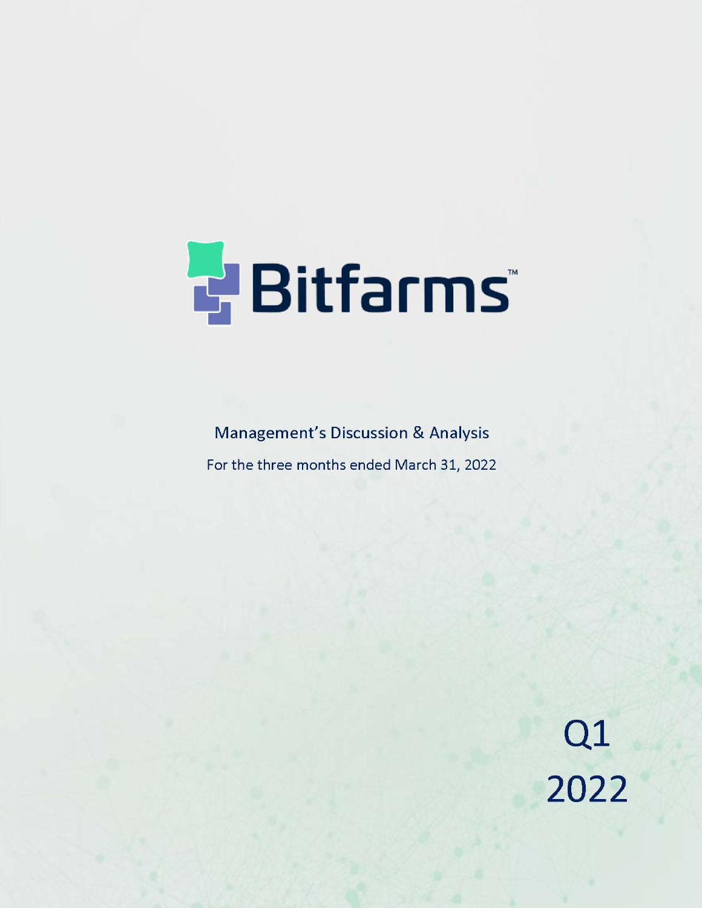# Bitfarms™

Management's Discussion & Analysis

For the three months ended March 31, 2022

Q1

2022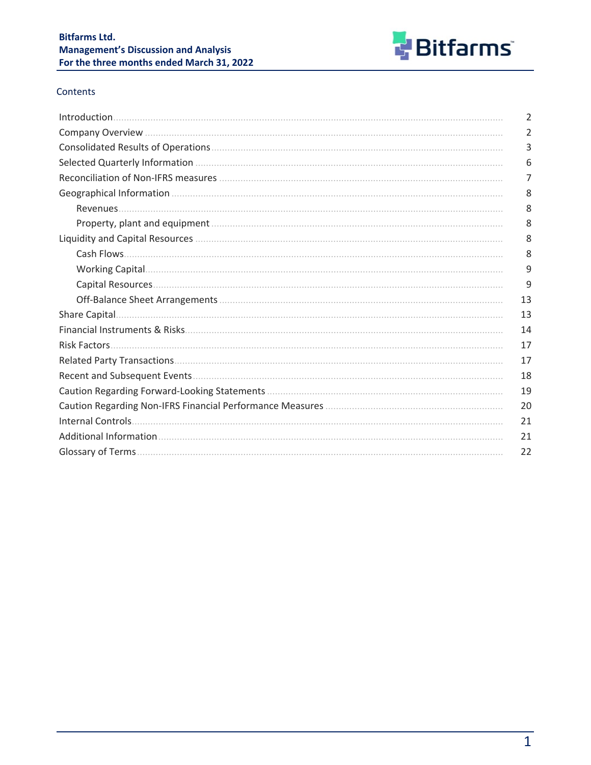Contents

| | |
|---|---|
| Introduction | 2 |
| Company Overview | 2 |
| Consolidated Results of Operations | 3 |
| Selected Quarterly Information | 6 |
| Reconciliation of Non-IFRS measures | 7 |
| Geographical Information | 8 |
| Revenues | 8 |
| Property, plant and equipment | 8 |
| Liquidity and Capital Resources | 8 |
| Cash Flows | 8 |
| Working Capital | 9 |
| Capital Resources | 9 |
| Off-Balance Sheet Arrangements | 13 |
| Share Capital | 13 |
| Financial Instruments & Risks | 14 |
| Risk Factors | 17 |
| Related Party Transactions | 17 |
| Recent and Subsequent Events | 18 |
| Caution Regarding Forward-Looking Statements | 19 |
| Caution Regarding Non-IFRS Financial Performance Measures | 20 |
| Internal Controls | 21 |
| Additional Information | 21 |
| Glossary of Terms | 22 |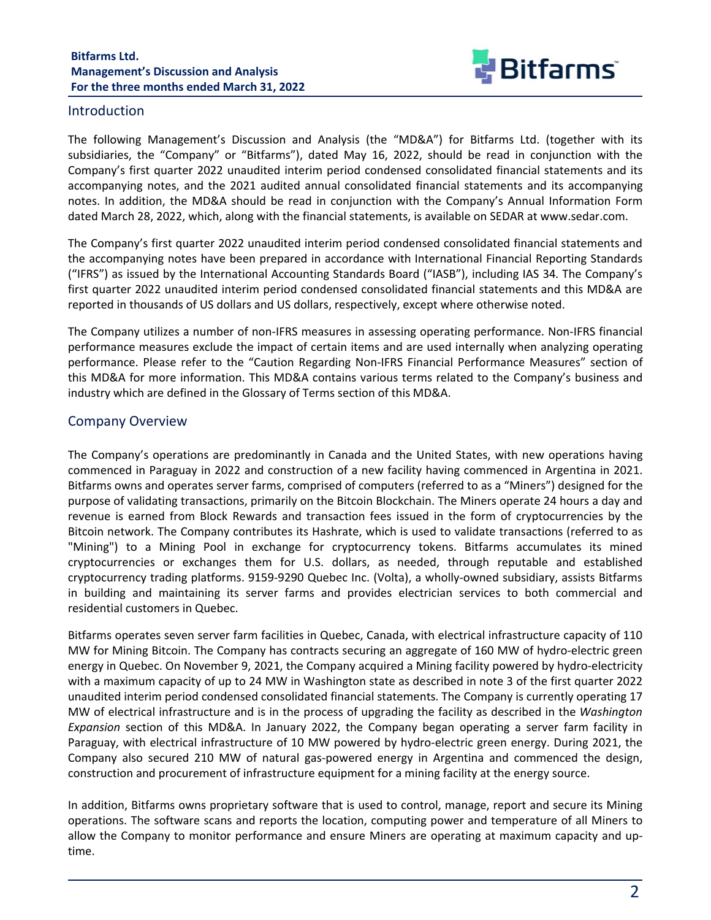## Introduction

The following Management's Discussion and Analysis (the "MD&A") for Bitfarms Ltd. (together with its subsidiaries, the "Company" or "Bitfarms"), dated May 16, 2022, should be read in conjunction with the Company's first quarter 2022 unaudited interim period condensed consolidated financial statements and its accompanying notes, and the 2021 audited annual consolidated financial statements and its accompanying notes. In addition, the MD&A should be read in conjunction with the Company's Annual Information Form dated March 28, 2022, which, along with the financial statements, is available on SEDAR at www.sedar.com.

The Company's first quarter 2022 unaudited interim period condensed consolidated financial statements and the accompanying notes have been prepared in accordance with International Financial Reporting Standards ("IFRS") as issued by the International Accounting Standards Board ("IASB"), including IAS 34. The Company's first quarter 2022 unaudited interim period condensed consolidated financial statements and this MD&A are reported in thousands of US dollars and US dollars, respectively, except where otherwise noted.

The Company utilizes a number of non-IFRS measures in assessing operating performance. Non-IFRS financial performance measures exclude the impact of certain items and are used internally when analyzing operating performance. Please refer to the "Caution Regarding Non-IFRS Financial Performance Measures" section of this MD&A for more information. This MD&A contains various terms related to the Company's business and industry which are defined in the Glossary of Terms section of this MD&A.

## Company Overview

The Company's operations are predominantly in Canada and the United States, with new operations having commenced in Paraguay in 2022 and construction of a new facility having commenced in Argentina in 2021. Bitfarms owns and operates server farms, comprised of computers (referred to as a "Miners") designed for the purpose of validating transactions, primarily on the Bitcoin Blockchain. The Miners operate 24 hours a day and revenue is earned from Block Rewards and transaction fees issued in the form of cryptocurrencies by the Bitcoin network. The Company contributes its Hashrate, which is used to validate transactions (referred to as "Mining") to a Mining Pool in exchange for cryptocurrency tokens. Bitfarms accumulates its mined cryptocurrencies or exchanges them for U.S. dollars, as needed, through reputable and established cryptocurrency trading platforms. 9159-9290 Quebec Inc. (Volta), a wholly-owned subsidiary, assists Bitfarms in building and maintaining its server farms and provides electrician services to both commercial and residential customers in Quebec.

Bitfarms operates seven server farm facilities in Quebec, Canada, with electrical infrastructure capacity of 110 MW for Mining Bitcoin. The Company has contracts securing an aggregate of 160 MW of hydro-electric green energy in Quebec. On November 9, 2021, the Company acquired a Mining facility powered by hydro-electricity with a maximum capacity of up to 24 MW in Washington state as described in note 3 of the first quarter 2022 unaudited interim period condensed consolidated financial statements. The Company is currently operating 17 MW of electrical infrastructure and is in the process of upgrading the facility as described in the *Washington Expansion* section of this MD&A. In January 2022, the Company began operating a server farm facility in Paraguay, with electrical infrastructure of 10 MW powered by hydro-electric green energy. During 2021, the Company also secured 210 MW of natural gas-powered energy in Argentina and commenced the design, construction and procurement of infrastructure equipment for a mining facility at the energy source.

In addition, Bitfarms owns proprietary software that is used to control, manage, report and secure its Mining operations. The software scans and reports the location, computing power and temperature of all Miners to allow the Company to monitor performance and ensure Miners are operating at maximum capacity and up-time.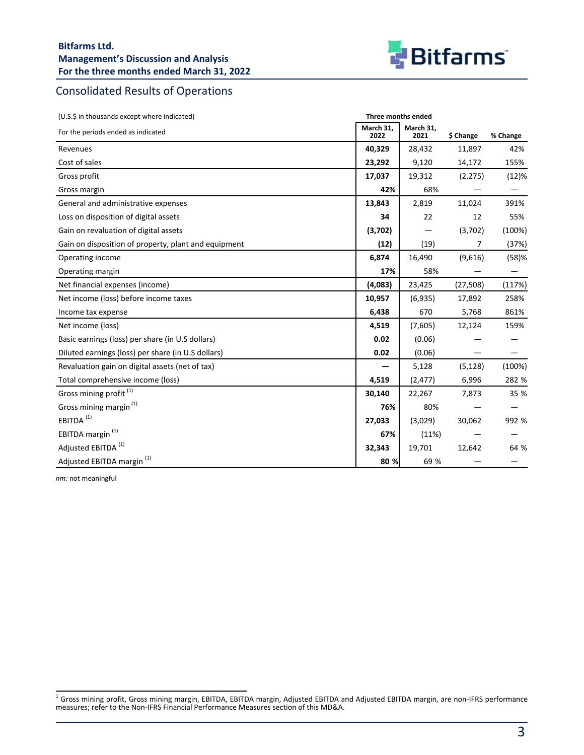## Consolidated Results of Operations

| (U.S.$ in thousands except where indicated) | Three months ended | | | |
|---|---|---|---|---|
| For the periods ended as indicated | March 31, 2022 | March 31, 2021 | $ Change | % Change |
| Revenues | **40,329** | 28,432 | 11,897 | 42% |
| Cost of sales | **23,292** | 9,120 | 14,172 | 155% |
| Gross profit | **17,037** | 19,312 | (2,275) | (12)% |
| Gross margin | **42%** | 68% | — | — |
| General and administrative expenses | **13,843** | 2,819 | 11,024 | 391% |
| Loss on disposition of digital assets | **34** | 22 | 12 | 55% |
| Gain on revaluation of digital assets | **(3,702)** | — | (3,702) | (100%) |
| Gain on disposition of property, plant and equipment | **(12)** | (19) | 7 | (37%) |
| Operating income | **6,874** | 16,490 | (9,616) | (58)% |
| Operating margin | **17%** | 58% | — | — |
| Net financial expenses (income) | **(4,083)** | 23,425 | (27,508) | (117%) |
| Net income (loss) before income taxes | **10,957** | (6,935) | 17,892 | 258% |
| Income tax expense | **6,438** | 670 | 5,768 | 861% |
| Net income (loss) | **4,519** | (7,605) | 12,124 | 159% |
| Basic earnings (loss) per share (in U.S dollars) | **0.02** | (0.06) | — | — |
| Diluted earnings (loss) per share (in U.S dollars) | **0.02** | (0.06) | — | — |
| Revaluation gain on digital assets (net of tax) | **—** | 5,128 | (5,128) | (100%) |
| Total comprehensive income (loss) | **4,519** | (2,477) | 6,996 | 282 % |
| Gross mining profit [(1)] | **30,140** | 22,267 | 7,873 | 35 % |
| Gross mining margin [(1)] | **76%** | 80% | — | — |
| EBITDA [(1)] | **27,033** | (3,029) | 30,062 | 992 % |
| EBITDA margin [(1)] | **67%** | (11%) | — | — |
| Adjusted EBITDA [(1)] | **32,343** | 19,701 | 12,642 | 64 % |
| Adjusted EBITDA margin [(1)] | **80 %** | 69 % | — | — |

*nm:* not meaningful

[1] Gross mining profit, Gross mining margin, EBITDA, EBITDA margin, Adjusted EBITDA and Adjusted EBITDA margin, are non-IFRS performance measures; refer to the Non-IFRS Financial Performance Measures section of this MD&A.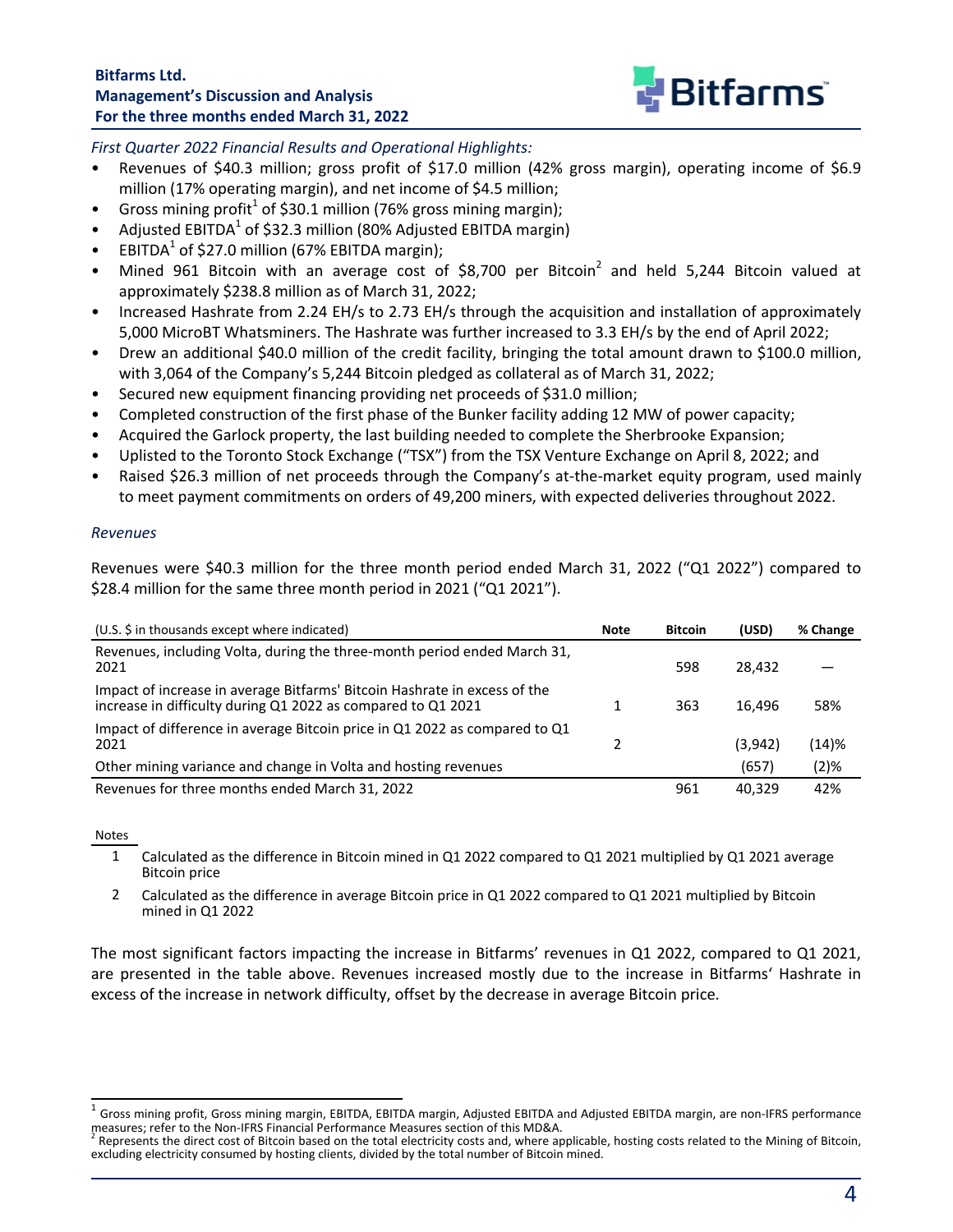*First Quarter 2022 Financial Results and Operational Highlights:*

- Revenues of $40.3 million; gross profit of $17.0 million (42% gross margin), operating income of $6.9 million (17% operating margin), and net income of $4.5 million;
- Gross mining profit[1] of $30.1 million (76% gross mining margin);
- Adjusted EBITDA[1] of $32.3 million (80% Adjusted EBITDA margin)
- EBITDA[1] of $27.0 million (67% EBITDA margin);
- Mined 961 Bitcoin with an average cost of $8,700 per Bitcoin[2] and held 5,244 Bitcoin valued at approximately $238.8 million as of March 31, 2022;
- Increased Hashrate from 2.24 EH/s to 2.73 EH/s through the acquisition and installation of approximately 5,000 MicroBT Whatsminers. The Hashrate was further increased to 3.3 EH/s by the end of April 2022;
- Drew an additional $40.0 million of the credit facility, bringing the total amount drawn to $100.0 million, with 3,064 of the Company's 5,244 Bitcoin pledged as collateral as of March 31, 2022;
- Secured new equipment financing providing net proceeds of $31.0 million;
- Completed construction of the first phase of the Bunker facility adding 12 MW of power capacity;
- Acquired the Garlock property, the last building needed to complete the Sherbrooke Expansion;
- Uplisted to the Toronto Stock Exchange ("TSX") from the TSX Venture Exchange on April 8, 2022; and
- Raised $26.3 million of net proceeds through the Company's at-the-market equity program, used mainly to meet payment commitments on orders of 49,200 miners, with expected deliveries throughout 2022.

*Revenues*

Revenues were $40.3 million for the three month period ended March 31, 2022 ("Q1 2022") compared to $28.4 million for the same three month period in 2021 ("Q1 2021").

| (U.S. $ in thousands except where indicated) | Note | Bitcoin | (USD) | % Change |
|---|---|---|---|---|
| Revenues, including Volta, during the three-month period ended March 31, 2021 | | 598 | 28,432 | — |
| Impact of increase in average Bitfarms' Bitcoin Hashrate in excess of the increase in difficulty during Q1 2022 as compared to Q1 2021 | 1 | 363 | 16,496 | 58% |
| Impact of difference in average Bitcoin price in Q1 2022 as compared to Q1 2021 | 2 | | (3,942) | (14)% |
| Other mining variance and change in Volta and hosting revenues | | | (657) | (2)% |
| Revenues for three months ended March 31, 2022 | | 961 | 40,329 | 42% |

Notes

1. Calculated as the difference in Bitcoin mined in Q1 2022 compared to Q1 2021 multiplied by Q1 2021 average Bitcoin price
2. Calculated as the difference in average Bitcoin price in Q1 2022 compared to Q1 2021 multiplied by Bitcoin mined in Q1 2022

The most significant factors impacting the increase in Bitfarms' revenues in Q1 2022, compared to Q1 2021, are presented in the table above. Revenues increased mostly due to the increase in Bitfarms' Hashrate in excess of the increase in network difficulty, offset by the decrease in average Bitcoin price.

---

[1] Gross mining profit, Gross mining margin, EBITDA, EBITDA margin, Adjusted EBITDA and Adjusted EBITDA margin, are non-IFRS performance measures; refer to the Non-IFRS Financial Performance Measures section of this MD&A.

[2] Represents the direct cost of Bitcoin based on the total electricity costs and, where applicable, hosting costs related to the Mining of Bitcoin, excluding electricity consumed by hosting clients, divided by the total number of Bitcoin mined.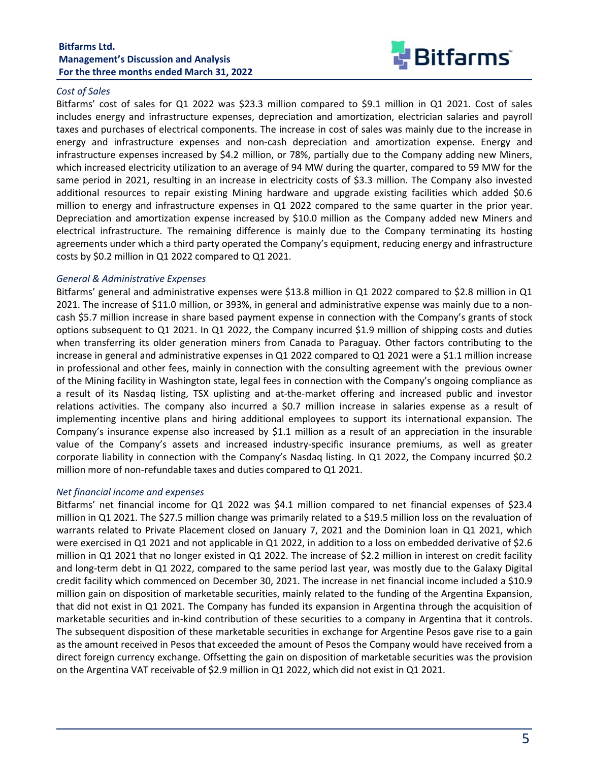*Cost of Sales*

Bitfarms' cost of sales for Q1 2022 was $23.3 million compared to $9.1 million in Q1 2021. Cost of sales includes energy and infrastructure expenses, depreciation and amortization, electrician salaries and payroll taxes and purchases of electrical components. The increase in cost of sales was mainly due to the increase in energy and infrastructure expenses and non-cash depreciation and amortization expense. Energy and infrastructure expenses increased by $4.2 million, or 78%, partially due to the Company adding new Miners, which increased electricity utilization to an average of 94 MW during the quarter, compared to 59 MW for the same period in 2021, resulting in an increase in electricity costs of $3.3 million. The Company also invested additional resources to repair existing Mining hardware and upgrade existing facilities which added $0.6 million to energy and infrastructure expenses in Q1 2022 compared to the same quarter in the prior year. Depreciation and amortization expense increased by $10.0 million as the Company added new Miners and electrical infrastructure. The remaining difference is mainly due to the Company terminating its hosting agreements under which a third party operated the Company's equipment, reducing energy and infrastructure costs by $0.2 million in Q1 2022 compared to Q1 2021.

*General & Administrative Expenses*

Bitfarms' general and administrative expenses were $13.8 million in Q1 2022 compared to $2.8 million in Q1 2021. The increase of $11.0 million, or 393%, in general and administrative expense was mainly due to a non-cash $5.7 million increase in share based payment expense in connection with the Company's grants of stock options subsequent to Q1 2021. In Q1 2022, the Company incurred $1.9 million of shipping costs and duties when transferring its older generation miners from Canada to Paraguay. Other factors contributing to the increase in general and administrative expenses in Q1 2022 compared to Q1 2021 were a $1.1 million increase in professional and other fees, mainly in connection with the consulting agreement with the previous owner of the Mining facility in Washington state, legal fees in connection with the Company's ongoing compliance as a result of its Nasdaq listing, TSX uplisting and at-the-market offering and increased public and investor relations activities. The company also incurred a $0.7 million increase in salaries expense as a result of implementing incentive plans and hiring additional employees to support its international expansion. The Company's insurance expense also increased by $1.1 million as a result of an appreciation in the insurable value of the Company's assets and increased industry-specific insurance premiums, as well as greater corporate liability in connection with the Company's Nasdaq listing. In Q1 2022, the Company incurred $0.2 million more of non-refundable taxes and duties compared to Q1 2021.

*Net financial income and expenses*

Bitfarms' net financial income for Q1 2022 was $4.1 million compared to net financial expenses of $23.4 million in Q1 2021. The $27.5 million change was primarily related to a $19.5 million loss on the revaluation of warrants related to Private Placement closed on January 7, 2021 and the Dominion loan in Q1 2021, which were exercised in Q1 2021 and not applicable in Q1 2022, in addition to a loss on embedded derivative of $2.6 million in Q1 2021 that no longer existed in Q1 2022. The increase of $2.2 million in interest on credit facility and long-term debt in Q1 2022, compared to the same period last year, was mostly due to the Galaxy Digital credit facility which commenced on December 30, 2021. The increase in net financial income included a $10.9 million gain on disposition of marketable securities, mainly related to the funding of the Argentina Expansion, that did not exist in Q1 2021. The Company has funded its expansion in Argentina through the acquisition of marketable securities and in-kind contribution of these securities to a company in Argentina that it controls. The subsequent disposition of these marketable securities in exchange for Argentine Pesos gave rise to a gain as the amount received in Pesos that exceeded the amount of Pesos the Company would have received from a direct foreign currency exchange. Offsetting the gain on disposition of marketable securities was the provision on the Argentina VAT receivable of $2.9 million in Q1 2022, which did not exist in Q1 2021.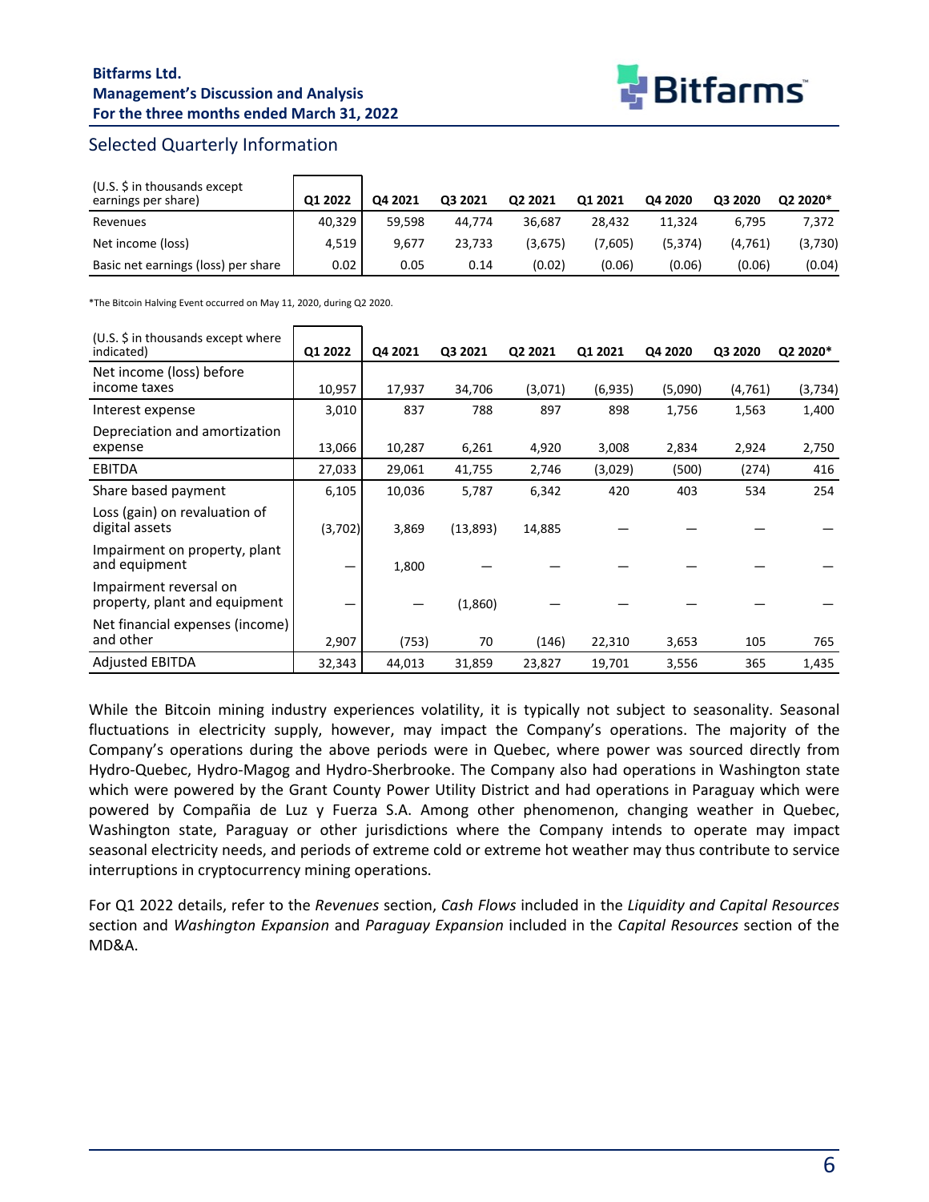## Selected Quarterly Information

| (U.S. $ in thousands except earnings per share) | Q1 2022 | Q4 2021 | Q3 2021 | Q2 2021 | Q1 2021 | Q4 2020 | Q3 2020 | Q2 2020* |
|---|---|---|---|---|---|---|---|---|
| Revenues | 40,329 | 59,598 | 44,774 | 36,687 | 28,432 | 11,324 | 6,795 | 7,372 |
| Net income (loss) | 4,519 | 9,677 | 23,733 | (3,675) | (7,605) | (5,374) | (4,761) | (3,730) |
| Basic net earnings (loss) per share | 0.02 | 0.05 | 0.14 | (0.02) | (0.06) | (0.06) | (0.06) | (0.04) |

*The Bitcoin Halving Event occurred on May 11, 2020, during Q2 2020.

| (U.S. $ in thousands except where indicated) | Q1 2022 | Q4 2021 | Q3 2021 | Q2 2021 | Q1 2021 | Q4 2020 | Q3 2020 | Q2 2020* |
|---|---|---|---|---|---|---|---|---|
| Net income (loss) before income taxes | 10,957 | 17,937 | 34,706 | (3,071) | (6,935) | (5,090) | (4,761) | (3,734) |
| Interest expense | 3,010 | 837 | 788 | 897 | 898 | 1,756 | 1,563 | 1,400 |
| Depreciation and amortization expense | 13,066 | 10,287 | 6,261 | 4,920 | 3,008 | 2,834 | 2,924 | 2,750 |
| EBITDA | 27,033 | 29,061 | 41,755 | 2,746 | (3,029) | (500) | (274) | 416 |
| Share based payment | 6,105 | 10,036 | 5,787 | 6,342 | 420 | 403 | 534 | 254 |
| Loss (gain) on revaluation of digital assets | (3,702) | 3,869 | (13,893) | 14,885 | — | — | — | — |
| Impairment on property, plant and equipment | — | 1,800 | — | — | — | — | — | — |
| Impairment reversal on property, plant and equipment | — | — | (1,860) | — | — | — | — | — |
| Net financial expenses (income) and other | 2,907 | (753) | 70 | (146) | 22,310 | 3,653 | 105 | 765 |
| Adjusted EBITDA | 32,343 | 44,013 | 31,859 | 23,827 | 19,701 | 3,556 | 365 | 1,435 |

While the Bitcoin mining industry experiences volatility, it is typically not subject to seasonality. Seasonal fluctuations in electricity supply, however, may impact the Company's operations. The majority of the Company's operations during the above periods were in Quebec, where power was sourced directly from Hydro-Quebec, Hydro-Magog and Hydro-Sherbrooke. The Company also had operations in Washington state which were powered by the Grant County Power Utility District and had operations in Paraguay which were powered by Compañia de Luz y Fuerza S.A. Among other phenomenon, changing weather in Quebec, Washington state, Paraguay or other jurisdictions where the Company intends to operate may impact seasonal electricity needs, and periods of extreme cold or extreme hot weather may thus contribute to service interruptions in cryptocurrency mining operations.

For Q1 2022 details, refer to the *Revenues* section, *Cash Flows* included in the *Liquidity and Capital Resources* section and *Washington Expansion* and *Paraguay Expansion* included in the *Capital Resources* section of the MD&A.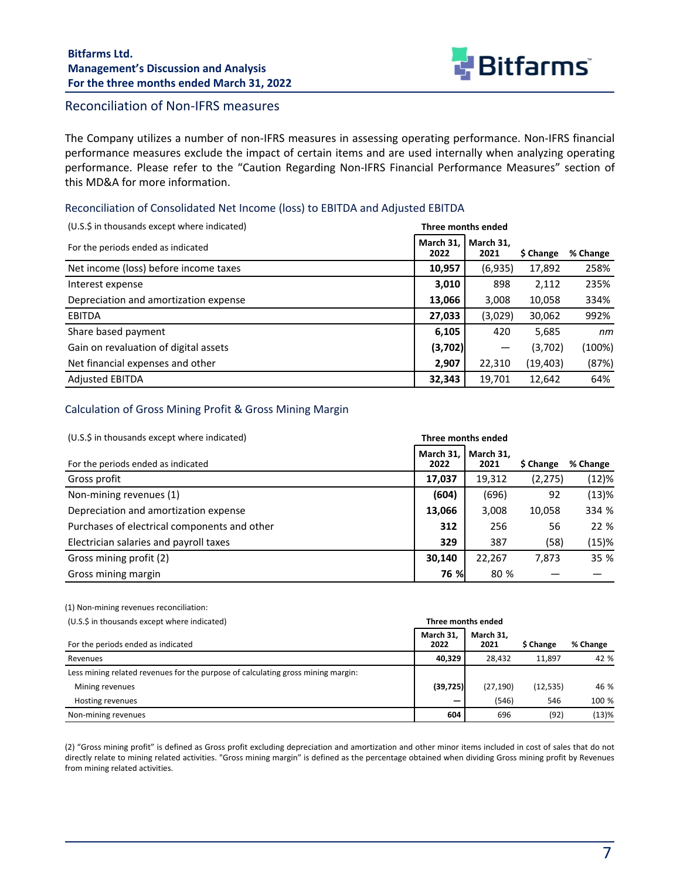## Reconciliation of Non-IFRS measures

The Company utilizes a number of non-IFRS measures in assessing operating performance. Non-IFRS financial performance measures exclude the impact of certain items and are used internally when analyzing operating performance. Please refer to the "Caution Regarding Non-IFRS Financial Performance Measures" section of this MD&A for more information.

### Reconciliation of Consolidated Net Income (loss) to EBITDA and Adjusted EBITDA

| (U.S.$ in thousands except where indicated) | Three months ended | | | |
|---|---|---|---|---|
| For the periods ended as indicated | **March 31, 2022** | March 31, 2021 | $ Change | % Change |
| Net income (loss) before income taxes | **10,957** | (6,935) | 17,892 | 258% |
| Interest expense | **3,010** | 898 | 2,112 | 235% |
| Depreciation and amortization expense | **13,066** | 3,008 | 10,058 | 334% |
| EBITDA | **27,033** | (3,029) | 30,062 | 992% |
| Share based payment | **6,105** | 420 | 5,685 | *nm* |
| Gain on revaluation of digital assets | **(3,702)** | — | (3,702) | (100%) |
| Net financial expenses and other | **2,907** | 22,310 | (19,403) | (87%) |
| Adjusted EBITDA | **32,343** | 19,701 | 12,642 | 64% |

### Calculation of Gross Mining Profit & Gross Mining Margin

| (U.S.$ in thousands except where indicated) | Three months ended | | | |
|---|---|---|---|---|
| For the periods ended as indicated | **March 31, 2022** | March 31, 2021 | $ Change | % Change |
| Gross profit | **17,037** | 19,312 | (2,275) | (12)% |
| Non-mining revenues (1) | **(604)** | (696) | 92 | (13)% |
| Depreciation and amortization expense | **13,066** | 3,008 | 10,058 | 334 % |
| Purchases of electrical components and other | **312** | 256 | 56 | 22 % |
| Electrician salaries and payroll taxes | **329** | 387 | (58) | (15)% |
| Gross mining profit (2) | **30,140** | 22,267 | 7,873 | 35 % |
| Gross mining margin | **76 %** | 80 % | — | — |

(1) Non-mining revenues reconciliation:

| (U.S.$ in thousands except where indicated) | Three months ended | | | |
|---|---|---|---|---|
| For the periods ended as indicated | **March 31, 2022** | March 31, 2021 | $ Change | % Change |
| Revenues | **40,329** | 28,432 | 11,897 | 42 % |
| Less mining related revenues for the purpose of calculating gross mining margin: | | | | |
| Mining revenues | **(39,725)** | (27,190) | (12,535) | 46 % |
| Hosting revenues | **—** | (546) | 546 | 100 % |
| Non-mining revenues | **604** | 696 | (92) | (13)% |

(2) "Gross mining profit" is defined as Gross profit excluding depreciation and amortization and other minor items included in cost of sales that do not directly relate to mining related activities. "Gross mining margin" is defined as the percentage obtained when dividing Gross mining profit by Revenues from mining related activities.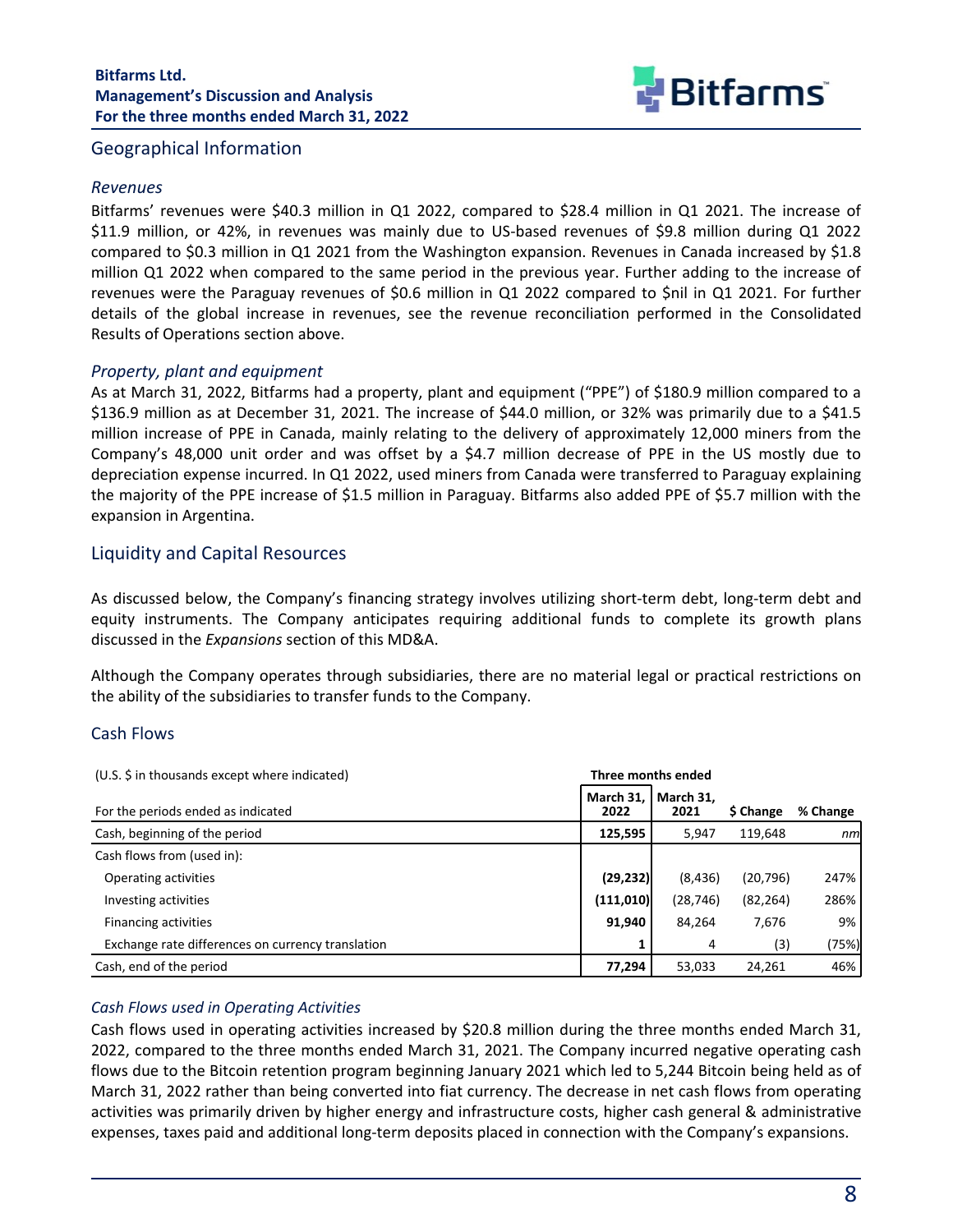## Geographical Information

### *Revenues*

Bitfarms' revenues were $40.3 million in Q1 2022, compared to $28.4 million in Q1 2021. The increase of $11.9 million, or 42%, in revenues was mainly due to US-based revenues of $9.8 million during Q1 2022 compared to $0.3 million in Q1 2021 from the Washington expansion. Revenues in Canada increased by $1.8 million Q1 2022 when compared to the same period in the previous year. Further adding to the increase of revenues were the Paraguay revenues of $0.6 million in Q1 2022 compared to $nil in Q1 2021. For further details of the global increase in revenues, see the revenue reconciliation performed in the Consolidated Results of Operations section above.

### *Property, plant and equipment*

As at March 31, 2022, Bitfarms had a property, plant and equipment ("PPE") of $180.9 million compared to a $136.9 million as at December 31, 2021. The increase of $44.0 million, or 32% was primarily due to a $41.5 million increase of PPE in Canada, mainly relating to the delivery of approximately 12,000 miners from the Company's 48,000 unit order and was offset by a $4.7 million decrease of PPE in the US mostly due to depreciation expense incurred. In Q1 2022, used miners from Canada were transferred to Paraguay explaining the majority of the PPE increase of $1.5 million in Paraguay. Bitfarms also added PPE of $5.7 million with the expansion in Argentina.

## Liquidity and Capital Resources

As discussed below, the Company's financing strategy involves utilizing short-term debt, long-term debt and equity instruments. The Company anticipates requiring additional funds to complete its growth plans discussed in the *Expansions* section of this MD&A.

Although the Company operates through subsidiaries, there are no material legal or practical restrictions on the ability of the subsidiaries to transfer funds to the Company.

### Cash Flows

| (U.S. $ in thousands except where indicated) | Three months ended | | | |
|---|---|---|---|---|
| For the periods ended as indicated | **March 31, 2022** | **March 31, 2021** | **$ Change** | **% Change** |
| Cash, beginning of the period | **125,595** | 5,947 | 119,648 | *nm* |
| Cash flows from (used in): | | | | |
| Operating activities | **(29,232)** | (8,436) | (20,796) | 247% |
| Investing activities | **(111,010)** | (28,746) | (82,264) | 286% |
| Financing activities | **91,940** | 84,264 | 7,676 | 9% |
| Exchange rate differences on currency translation | **1** | 4 | (3) | (75%) |
| Cash, end of the period | **77,294** | 53,033 | 24,261 | 46% |

### *Cash Flows used in Operating Activities*

Cash flows used in operating activities increased by $20.8 million during the three months ended March 31, 2022, compared to the three months ended March 31, 2021. The Company incurred negative operating cash flows due to the Bitcoin retention program beginning January 2021 which led to 5,244 Bitcoin being held as of March 31, 2022 rather than being converted into fiat currency. The decrease in net cash flows from operating activities was primarily driven by higher energy and infrastructure costs, higher cash general & administrative expenses, taxes paid and additional long-term deposits placed in connection with the Company's expansions.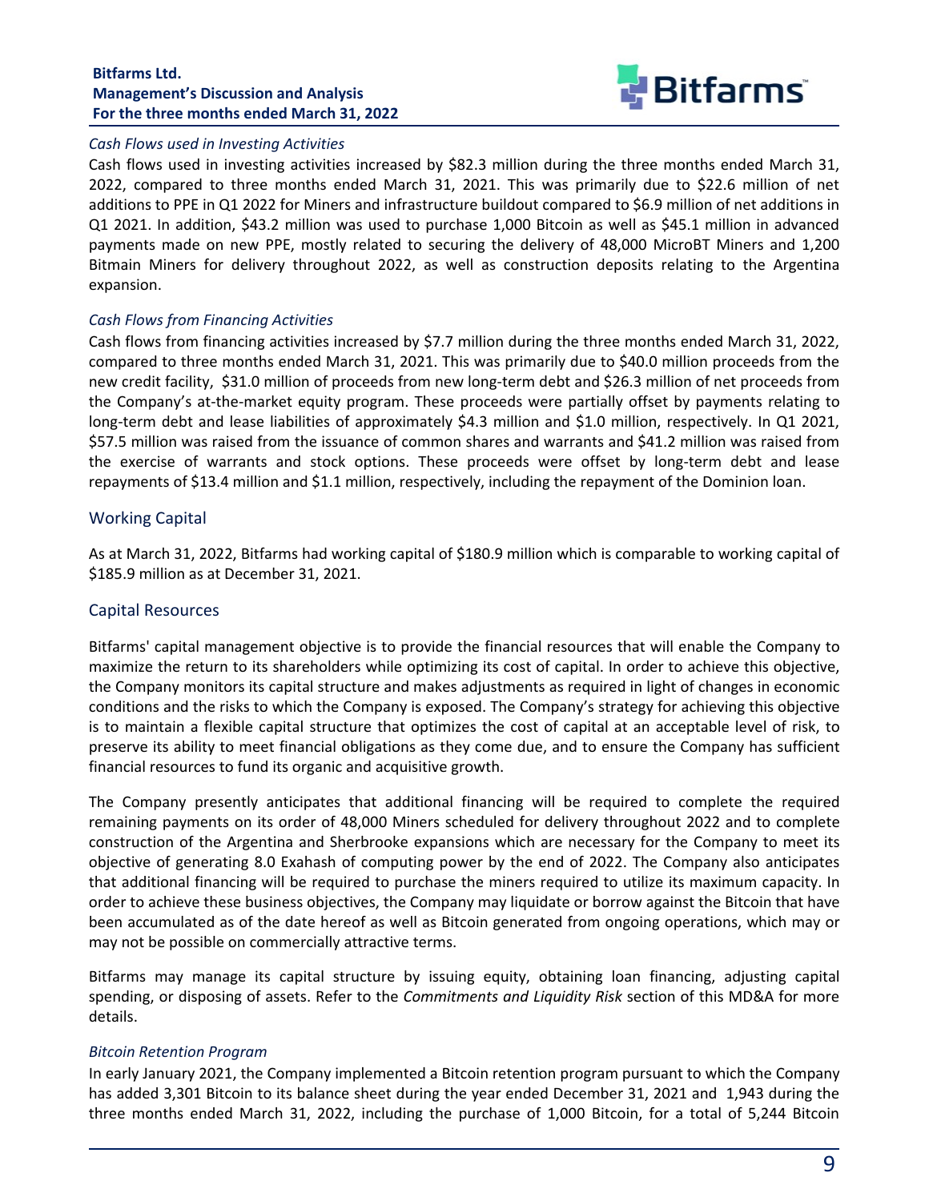*Cash Flows used in Investing Activities*

Cash flows used in investing activities increased by $82.3 million during the three months ended March 31, 2022, compared to three months ended March 31, 2021. This was primarily due to $22.6 million of net additions to PPE in Q1 2022 for Miners and infrastructure buildout compared to $6.9 million of net additions in Q1 2021. In addition, $43.2 million was used to purchase 1,000 Bitcoin as well as $45.1 million in advanced payments made on new PPE, mostly related to securing the delivery of 48,000 MicroBT Miners and 1,200 Bitmain Miners for delivery throughout 2022, as well as construction deposits relating to the Argentina expansion.

*Cash Flows from Financing Activities*

Cash flows from financing activities increased by $7.7 million during the three months ended March 31, 2022, compared to three months ended March 31, 2021. This was primarily due to $40.0 million proceeds from the new credit facility, $31.0 million of proceeds from new long-term debt and $26.3 million of net proceeds from the Company's at-the-market equity program. These proceeds were partially offset by payments relating to long-term debt and lease liabilities of approximately $4.3 million and $1.0 million, respectively. In Q1 2021, $57.5 million was raised from the issuance of common shares and warrants and $41.2 million was raised from the exercise of warrants and stock options. These proceeds were offset by long-term debt and lease repayments of $13.4 million and $1.1 million, respectively, including the repayment of the Dominion loan.

## Working Capital

As at March 31, 2022, Bitfarms had working capital of $180.9 million which is comparable to working capital of $185.9 million as at December 31, 2021.

## Capital Resources

Bitfarms' capital management objective is to provide the financial resources that will enable the Company to maximize the return to its shareholders while optimizing its cost of capital. In order to achieve this objective, the Company monitors its capital structure and makes adjustments as required in light of changes in economic conditions and the risks to which the Company is exposed. The Company's strategy for achieving this objective is to maintain a flexible capital structure that optimizes the cost of capital at an acceptable level of risk, to preserve its ability to meet financial obligations as they come due, and to ensure the Company has sufficient financial resources to fund its organic and acquisitive growth.

The Company presently anticipates that additional financing will be required to complete the required remaining payments on its order of 48,000 Miners scheduled for delivery throughout 2022 and to complete construction of the Argentina and Sherbrooke expansions which are necessary for the Company to meet its objective of generating 8.0 Exahash of computing power by the end of 2022. The Company also anticipates that additional financing will be required to purchase the miners required to utilize its maximum capacity. In order to achieve these business objectives, the Company may liquidate or borrow against the Bitcoin that have been accumulated as of the date hereof as well as Bitcoin generated from ongoing operations, which may or may not be possible on commercially attractive terms.

Bitfarms may manage its capital structure by issuing equity, obtaining loan financing, adjusting capital spending, or disposing of assets. Refer to the *Commitments and Liquidity Risk* section of this MD&A for more details.

*Bitcoin Retention Program*

In early January 2021, the Company implemented a Bitcoin retention program pursuant to which the Company has added 3,301 Bitcoin to its balance sheet during the year ended December 31, 2021 and 1,943 during the three months ended March 31, 2022, including the purchase of 1,000 Bitcoin, for a total of 5,244 Bitcoin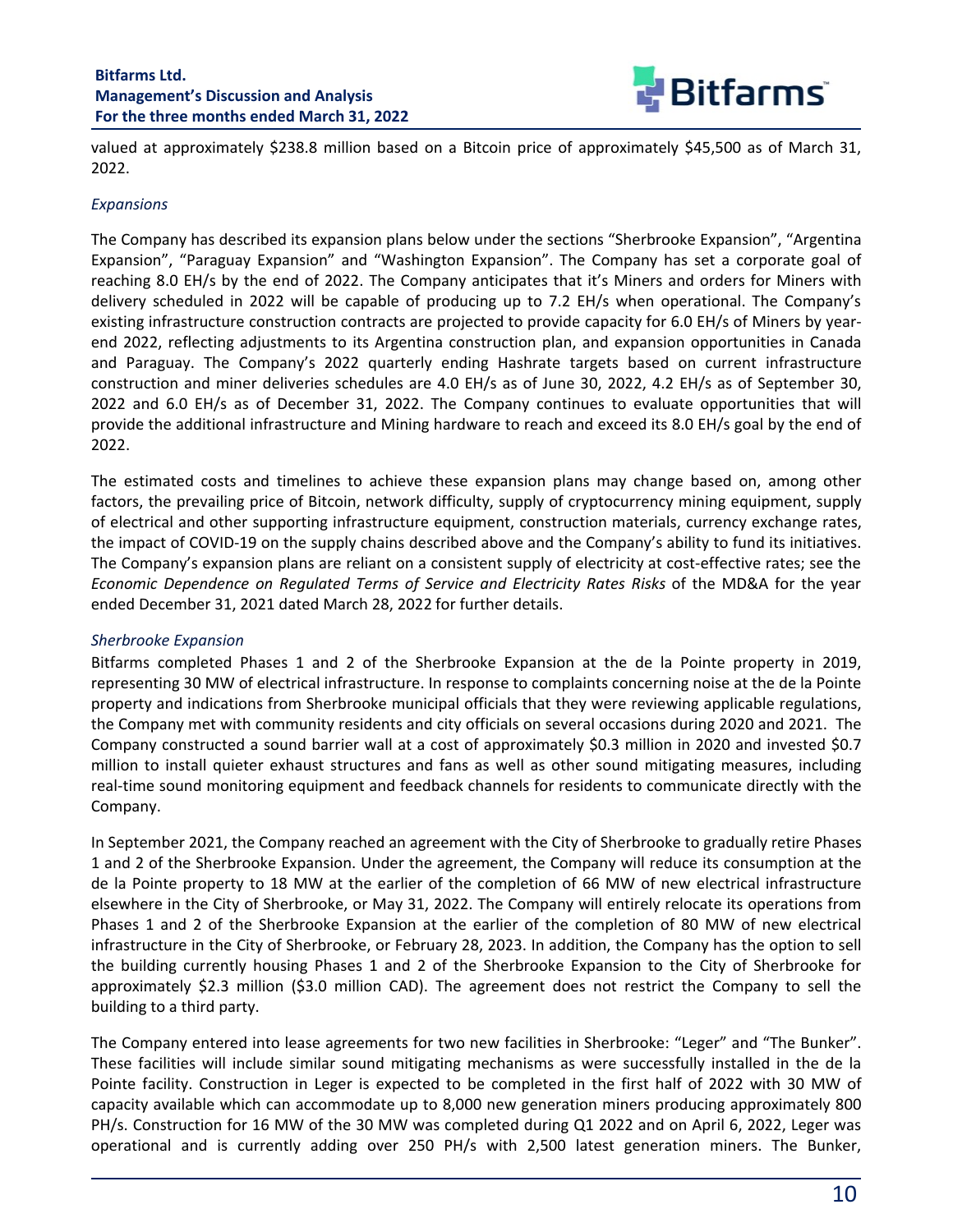valued at approximately $238.8 million based on a Bitcoin price of approximately $45,500 as of March 31, 2022.

### *Expansions*

The Company has described its expansion plans below under the sections "Sherbrooke Expansion", "Argentina Expansion", "Paraguay Expansion" and "Washington Expansion". The Company has set a corporate goal of reaching 8.0 EH/s by the end of 2022. The Company anticipates that it's Miners and orders for Miners with delivery scheduled in 2022 will be capable of producing up to 7.2 EH/s when operational. The Company's existing infrastructure construction contracts are projected to provide capacity for 6.0 EH/s of Miners by year-end 2022, reflecting adjustments to its Argentina construction plan, and expansion opportunities in Canada and Paraguay. The Company's 2022 quarterly ending Hashrate targets based on current infrastructure construction and miner deliveries schedules are 4.0 EH/s as of June 30, 2022, 4.2 EH/s as of September 30, 2022 and 6.0 EH/s as of December 31, 2022. The Company continues to evaluate opportunities that will provide the additional infrastructure and Mining hardware to reach and exceed its 8.0 EH/s goal by the end of 2022.

The estimated costs and timelines to achieve these expansion plans may change based on, among other factors, the prevailing price of Bitcoin, network difficulty, supply of cryptocurrency mining equipment, supply of electrical and other supporting infrastructure equipment, construction materials, currency exchange rates, the impact of COVID-19 on the supply chains described above and the Company's ability to fund its initiatives. The Company's expansion plans are reliant on a consistent supply of electricity at cost-effective rates; see the *Economic Dependence on Regulated Terms of Service and Electricity Rates Risks* of the MD&A for the year ended December 31, 2021 dated March 28, 2022 for further details.

### *Sherbrooke Expansion*

Bitfarms completed Phases 1 and 2 of the Sherbrooke Expansion at the de la Pointe property in 2019, representing 30 MW of electrical infrastructure. In response to complaints concerning noise at the de la Pointe property and indications from Sherbrooke municipal officials that they were reviewing applicable regulations, the Company met with community residents and city officials on several occasions during 2020 and 2021. The Company constructed a sound barrier wall at a cost of approximately $0.3 million in 2020 and invested $0.7 million to install quieter exhaust structures and fans as well as other sound mitigating measures, including real-time sound monitoring equipment and feedback channels for residents to communicate directly with the Company.

In September 2021, the Company reached an agreement with the City of Sherbrooke to gradually retire Phases 1 and 2 of the Sherbrooke Expansion. Under the agreement, the Company will reduce its consumption at the de la Pointe property to 18 MW at the earlier of the completion of 66 MW of new electrical infrastructure elsewhere in the City of Sherbrooke, or May 31, 2022. The Company will entirely relocate its operations from Phases 1 and 2 of the Sherbrooke Expansion at the earlier of the completion of 80 MW of new electrical infrastructure in the City of Sherbrooke, or February 28, 2023. In addition, the Company has the option to sell the building currently housing Phases 1 and 2 of the Sherbrooke Expansion to the City of Sherbrooke for approximately $2.3 million ($3.0 million CAD). The agreement does not restrict the Company to sell the building to a third party.

The Company entered into lease agreements for two new facilities in Sherbrooke: "Leger" and "The Bunker". These facilities will include similar sound mitigating mechanisms as were successfully installed in the de la Pointe facility. Construction in Leger is expected to be completed in the first half of 2022 with 30 MW of capacity available which can accommodate up to 8,000 new generation miners producing approximately 800 PH/s. Construction for 16 MW of the 30 MW was completed during Q1 2022 and on April 6, 2022, Leger was operational and is currently adding over 250 PH/s with 2,500 latest generation miners. The Bunker,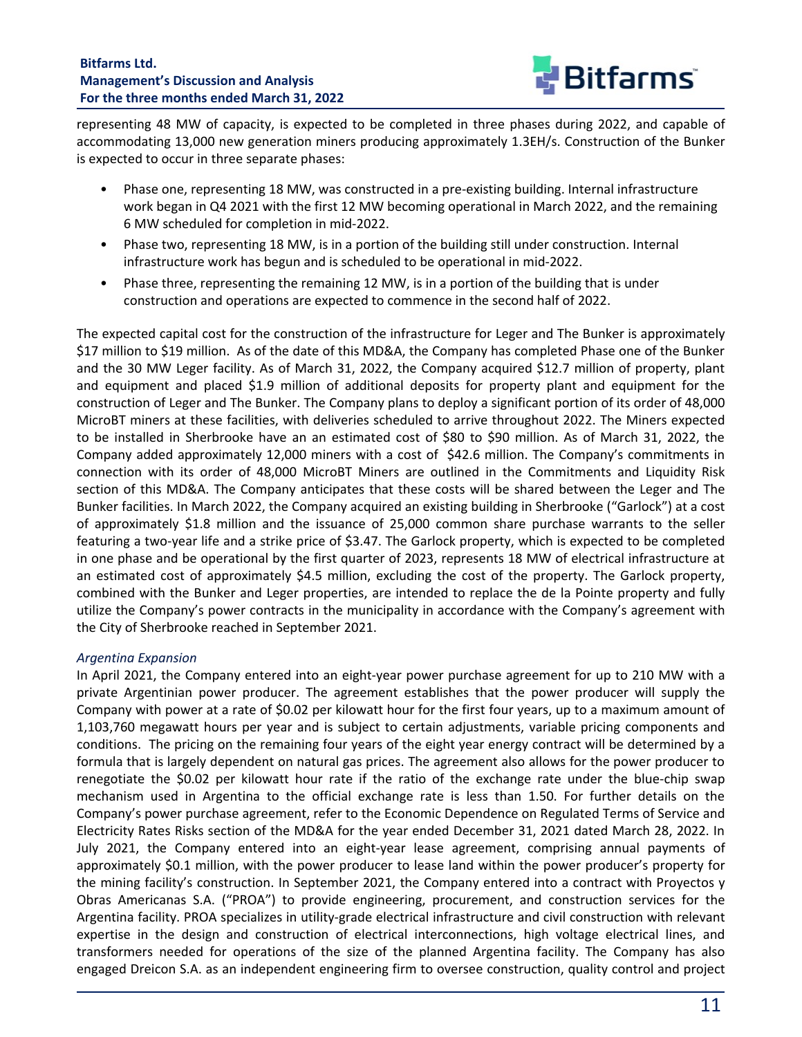representing 48 MW of capacity, is expected to be completed in three phases during 2022, and capable of accommodating 13,000 new generation miners producing approximately 1.3EH/s. Construction of the Bunker is expected to occur in three separate phases:

- Phase one, representing 18 MW, was constructed in a pre-existing building. Internal infrastructure work began in Q4 2021 with the first 12 MW becoming operational in March 2022, and the remaining 6 MW scheduled for completion in mid-2022.
- Phase two, representing 18 MW, is in a portion of the building still under construction. Internal infrastructure work has begun and is scheduled to be operational in mid-2022.
- Phase three, representing the remaining 12 MW, is in a portion of the building that is under construction and operations are expected to commence in the second half of 2022.

The expected capital cost for the construction of the infrastructure for Leger and The Bunker is approximately $17 million to $19 million. As of the date of this MD&A, the Company has completed Phase one of the Bunker and the 30 MW Leger facility. As of March 31, 2022, the Company acquired $12.7 million of property, plant and equipment and placed $1.9 million of additional deposits for property plant and equipment for the construction of Leger and The Bunker. The Company plans to deploy a significant portion of its order of 48,000 MicroBT miners at these facilities, with deliveries scheduled to arrive throughout 2022. The Miners expected to be installed in Sherbrooke have an an estimated cost of $80 to $90 million. As of March 31, 2022, the Company added approximately 12,000 miners with a cost of $42.6 million. The Company's commitments in connection with its order of 48,000 MicroBT Miners are outlined in the Commitments and Liquidity Risk section of this MD&A. The Company anticipates that these costs will be shared between the Leger and The Bunker facilities. In March 2022, the Company acquired an existing building in Sherbrooke ("Garlock") at a cost of approximately $1.8 million and the issuance of 25,000 common share purchase warrants to the seller featuring a two-year life and a strike price of $3.47. The Garlock property, which is expected to be completed in one phase and be operational by the first quarter of 2023, represents 18 MW of electrical infrastructure at an estimated cost of approximately $4.5 million, excluding the cost of the property. The Garlock property, combined with the Bunker and Leger properties, are intended to replace the de la Pointe property and fully utilize the Company's power contracts in the municipality in accordance with the Company's agreement with the City of Sherbrooke reached in September 2021.

*Argentina Expansion*

In April 2021, the Company entered into an eight-year power purchase agreement for up to 210 MW with a private Argentinian power producer. The agreement establishes that the power producer will supply the Company with power at a rate of $0.02 per kilowatt hour for the first four years, up to a maximum amount of 1,103,760 megawatt hours per year and is subject to certain adjustments, variable pricing components and conditions. The pricing on the remaining four years of the eight year energy contract will be determined by a formula that is largely dependent on natural gas prices. The agreement also allows for the power producer to renegotiate the $0.02 per kilowatt hour rate if the ratio of the exchange rate under the blue-chip swap mechanism used in Argentina to the official exchange rate is less than 1.50. For further details on the Company's power purchase agreement, refer to the Economic Dependence on Regulated Terms of Service and Electricity Rates Risks section of the MD&A for the year ended December 31, 2021 dated March 28, 2022. In July 2021, the Company entered into an eight-year lease agreement, comprising annual payments of approximately $0.1 million, with the power producer to lease land within the power producer's property for the mining facility's construction. In September 2021, the Company entered into a contract with Proyectos y Obras Americanas S.A. ("PROA") to provide engineering, procurement, and construction services for the Argentina facility. PROA specializes in utility-grade electrical infrastructure and civil construction with relevant expertise in the design and construction of electrical interconnections, high voltage electrical lines, and transformers needed for operations of the size of the planned Argentina facility. The Company has also engaged Dreicon S.A. as an independent engineering firm to oversee construction, quality control and project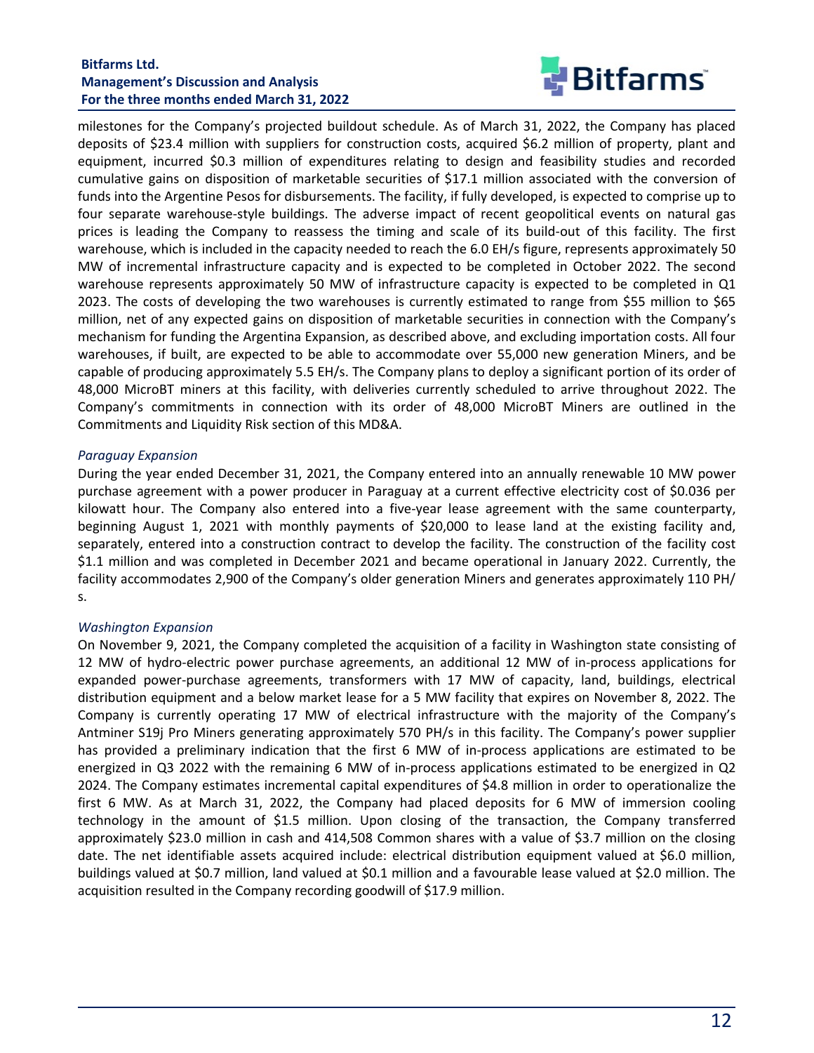milestones for the Company's projected buildout schedule. As of March 31, 2022, the Company has placed deposits of $23.4 million with suppliers for construction costs, acquired $6.2 million of property, plant and equipment, incurred $0.3 million of expenditures relating to design and feasibility studies and recorded cumulative gains on disposition of marketable securities of $17.1 million associated with the conversion of funds into the Argentine Pesos for disbursements. The facility, if fully developed, is expected to comprise up to four separate warehouse-style buildings. The adverse impact of recent geopolitical events on natural gas prices is leading the Company to reassess the timing and scale of its build-out of this facility. The first warehouse, which is included in the capacity needed to reach the 6.0 EH/s figure, represents approximately 50 MW of incremental infrastructure capacity and is expected to be completed in October 2022. The second warehouse represents approximately 50 MW of infrastructure capacity is expected to be completed in Q1 2023. The costs of developing the two warehouses is currently estimated to range from $55 million to $65 million, net of any expected gains on disposition of marketable securities in connection with the Company's mechanism for funding the Argentina Expansion, as described above, and excluding importation costs. All four warehouses, if built, are expected to be able to accommodate over 55,000 new generation Miners, and be capable of producing approximately 5.5 EH/s. The Company plans to deploy a significant portion of its order of 48,000 MicroBT miners at this facility, with deliveries currently scheduled to arrive throughout 2022. The Company's commitments in connection with its order of 48,000 MicroBT Miners are outlined in the Commitments and Liquidity Risk section of this MD&A.

*Paraguay Expansion*

During the year ended December 31, 2021, the Company entered into an annually renewable 10 MW power purchase agreement with a power producer in Paraguay at a current effective electricity cost of $0.036 per kilowatt hour. The Company also entered into a five-year lease agreement with the same counterparty, beginning August 1, 2021 with monthly payments of $20,000 to lease land at the existing facility and, separately, entered into a construction contract to develop the facility. The construction of the facility cost $1.1 million and was completed in December 2021 and became operational in January 2022. Currently, the facility accommodates 2,900 of the Company's older generation Miners and generates approximately 110 PH/s.

*Washington Expansion*

On November 9, 2021, the Company completed the acquisition of a facility in Washington state consisting of 12 MW of hydro-electric power purchase agreements, an additional 12 MW of in-process applications for expanded power-purchase agreements, transformers with 17 MW of capacity, land, buildings, electrical distribution equipment and a below market lease for a 5 MW facility that expires on November 8, 2022. The Company is currently operating 17 MW of electrical infrastructure with the majority of the Company's Antminer S19j Pro Miners generating approximately 570 PH/s in this facility. The Company's power supplier has provided a preliminary indication that the first 6 MW of in-process applications are estimated to be energized in Q3 2022 with the remaining 6 MW of in-process applications estimated to be energized in Q2 2024. The Company estimates incremental capital expenditures of $4.8 million in order to operationalize the first 6 MW. As at March 31, 2022, the Company had placed deposits for 6 MW of immersion cooling technology in the amount of $1.5 million. Upon closing of the transaction, the Company transferred approximately $23.0 million in cash and 414,508 Common shares with a value of $3.7 million on the closing date. The net identifiable assets acquired include: electrical distribution equipment valued at $6.0 million, buildings valued at $0.7 million, land valued at $0.1 million and a favourable lease valued at $2.0 million. The acquisition resulted in the Company recording goodwill of $17.9 million.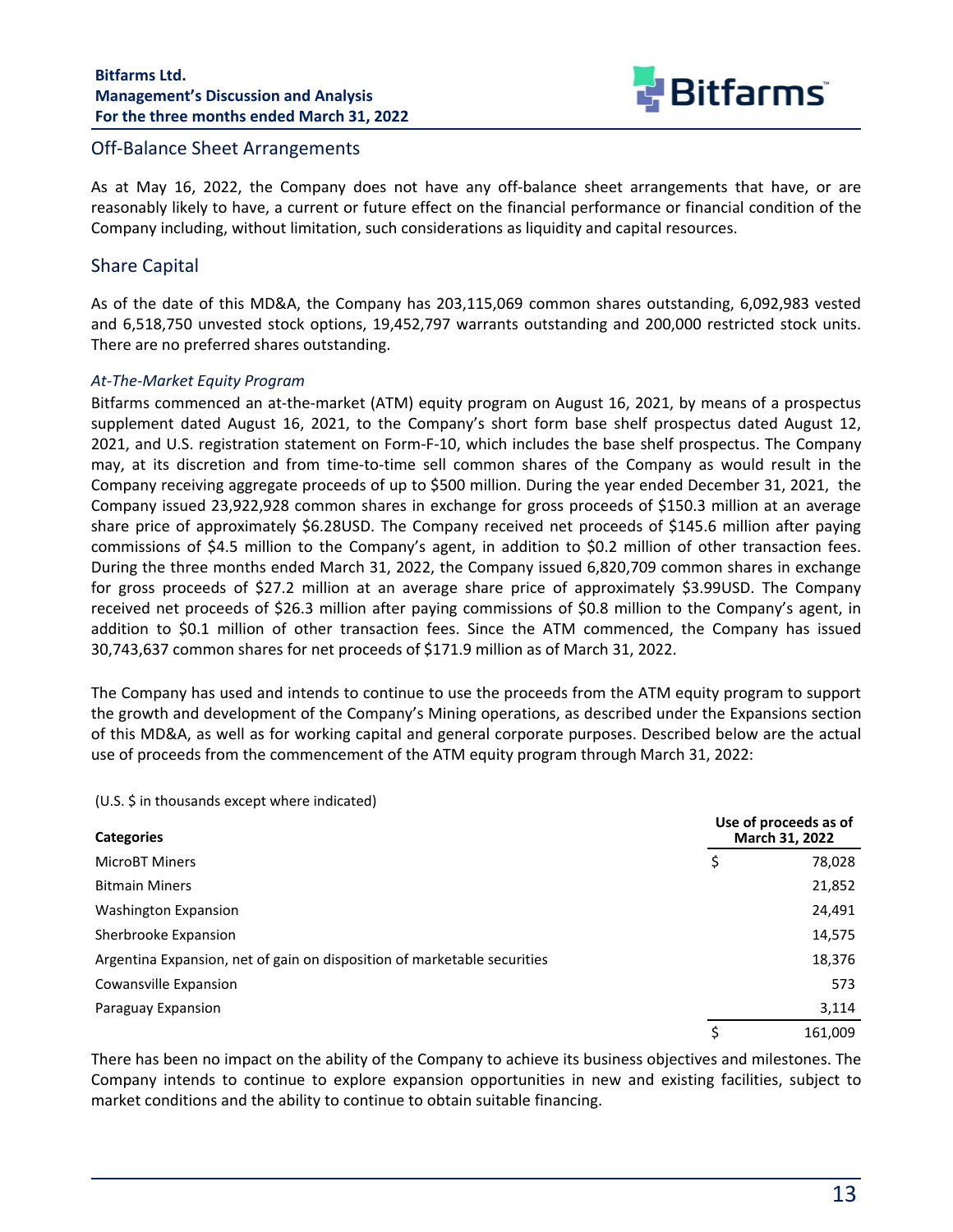## Off-Balance Sheet Arrangements

As at May 16, 2022, the Company does not have any off-balance sheet arrangements that have, or are reasonably likely to have, a current or future effect on the financial performance or financial condition of the Company including, without limitation, such considerations as liquidity and capital resources.

## Share Capital

As of the date of this MD&A, the Company has 203,115,069 common shares outstanding, 6,092,983 vested and 6,518,750 unvested stock options, 19,452,797 warrants outstanding and 200,000 restricted stock units. There are no preferred shares outstanding.

### *At-The-Market Equity Program*

Bitfarms commenced an at-the-market (ATM) equity program on August 16, 2021, by means of a prospectus supplement dated August 16, 2021, to the Company's short form base shelf prospectus dated August 12, 2021, and U.S. registration statement on Form-F-10, which includes the base shelf prospectus. The Company may, at its discretion and from time-to-time sell common shares of the Company as would result in the Company receiving aggregate proceeds of up to $500 million. During the year ended December 31, 2021, the Company issued 23,922,928 common shares in exchange for gross proceeds of $150.3 million at an average share price of approximately $6.28USD. The Company received net proceeds of $145.6 million after paying commissions of $4.5 million to the Company's agent, in addition to $0.2 million of other transaction fees. During the three months ended March 31, 2022, the Company issued 6,820,709 common shares in exchange for gross proceeds of $27.2 million at an average share price of approximately $3.99USD. The Company received net proceeds of $26.3 million after paying commissions of $0.8 million to the Company's agent, in addition to $0.1 million of other transaction fees. Since the ATM commenced, the Company has issued 30,743,637 common shares for net proceeds of $171.9 million as of March 31, 2022.

The Company has used and intends to continue to use the proceeds from the ATM equity program to support the growth and development of the Company's Mining operations, as described under the Expansions section of this MD&A, as well as for working capital and general corporate purposes. Described below are the actual use of proceeds from the commencement of the ATM equity program through March 31, 2022:

(U.S. $ in thousands except where indicated)

| Categories | Use of proceeds as of March 31, 2022 |
|---|---|
| MicroBT Miners | $ 78,028 |
| Bitmain Miners | 21,852 |
| Washington Expansion | 24,491 |
| Sherbrooke Expansion | 14,575 |
| Argentina Expansion, net of gain on disposition of marketable securities | 18,376 |
| Cowansville Expansion | 573 |
| Paraguay Expansion | 3,114 |
| | $ 161,009 |

There has been no impact on the ability of the Company to achieve its business objectives and milestones. The Company intends to continue to explore expansion opportunities in new and existing facilities, subject to market conditions and the ability to continue to obtain suitable financing.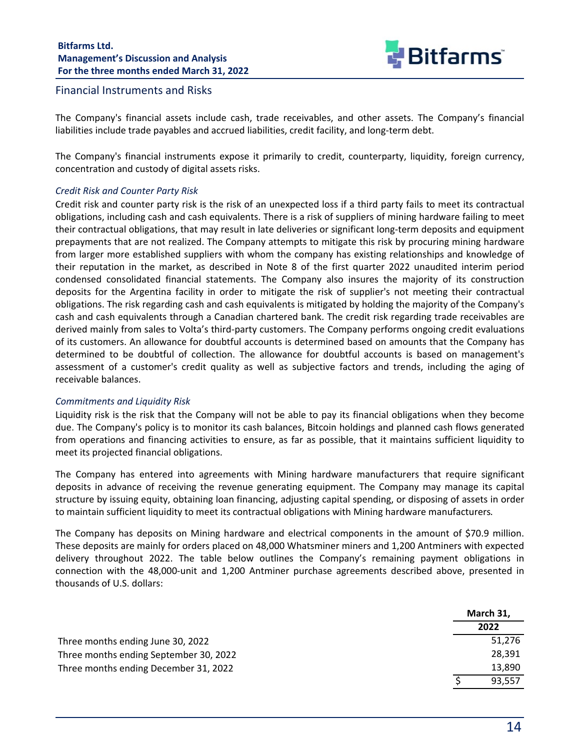## Financial Instruments and Risks

The Company's financial assets include cash, trade receivables, and other assets. The Company's financial liabilities include trade payables and accrued liabilities, credit facility, and long-term debt.

The Company's financial instruments expose it primarily to credit, counterparty, liquidity, foreign currency, concentration and custody of digital assets risks.

*Credit Risk and Counter Party Risk*

Credit risk and counter party risk is the risk of an unexpected loss if a third party fails to meet its contractual obligations, including cash and cash equivalents. There is a risk of suppliers of mining hardware failing to meet their contractual obligations, that may result in late deliveries or significant long-term deposits and equipment prepayments that are not realized. The Company attempts to mitigate this risk by procuring mining hardware from larger more established suppliers with whom the company has existing relationships and knowledge of their reputation in the market, as described in Note 8 of the first quarter 2022 unaudited interim period condensed consolidated financial statements. The Company also insures the majority of its construction deposits for the Argentina facility in order to mitigate the risk of supplier's not meeting their contractual obligations. The risk regarding cash and cash equivalents is mitigated by holding the majority of the Company's cash and cash equivalents through a Canadian chartered bank. The credit risk regarding trade receivables are derived mainly from sales to Volta's third-party customers. The Company performs ongoing credit evaluations of its customers. An allowance for doubtful accounts is determined based on amounts that the Company has determined to be doubtful of collection. The allowance for doubtful accounts is based on management's assessment of a customer's credit quality as well as subjective factors and trends, including the aging of receivable balances.

*Commitments and Liquidity Risk*

Liquidity risk is the risk that the Company will not be able to pay its financial obligations when they become due. The Company's policy is to monitor its cash balances, Bitcoin holdings and planned cash flows generated from operations and financing activities to ensure, as far as possible, that it maintains sufficient liquidity to meet its projected financial obligations.

The Company has entered into agreements with Mining hardware manufacturers that require significant deposits in advance of receiving the revenue generating equipment. The Company may manage its capital structure by issuing equity, obtaining loan financing, adjusting capital spending, or disposing of assets in order to maintain sufficient liquidity to meet its contractual obligations with Mining hardware manufacturers.

The Company has deposits on Mining hardware and electrical components in the amount of $70.9 million. These deposits are mainly for orders placed on 48,000 Whatsminer miners and 1,200 Antminers with expected delivery throughout 2022. The table below outlines the Company's remaining payment obligations in connection with the 48,000-unit and 1,200 Antminer purchase agreements described above, presented in thousands of U.S. dollars:

| | March 31, 2022 |
|---|---|
| Three months ending June 30, 2022 | 51,276 |
| Three months ending September 30, 2022 | 28,391 |
| Three months ending December 31, 2022 | 13,890 |
| | $ 93,557 |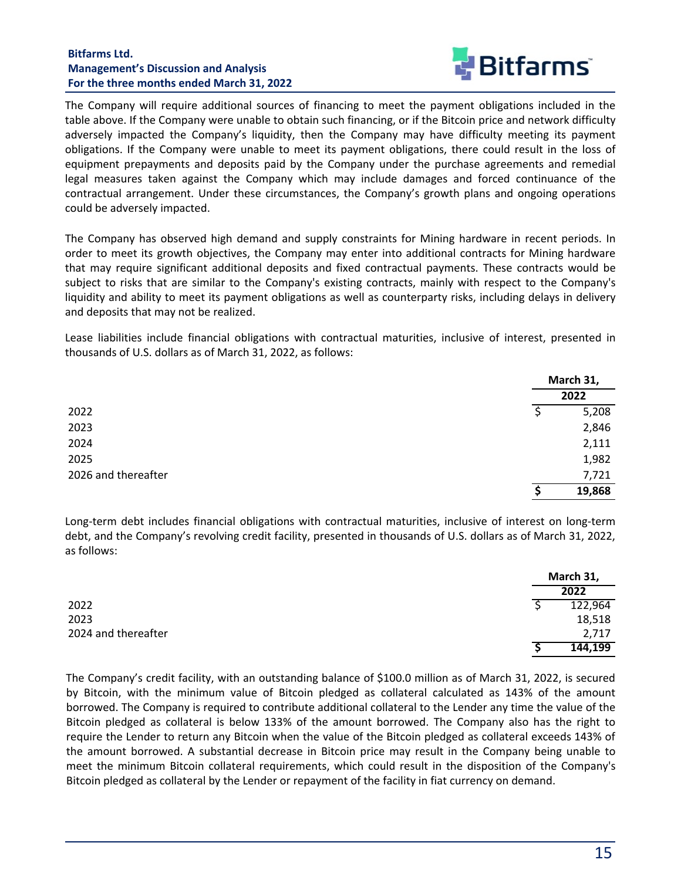The Company will require additional sources of financing to meet the payment obligations included in the table above. If the Company were unable to obtain such financing, or if the Bitcoin price and network difficulty adversely impacted the Company's liquidity, then the Company may have difficulty meeting its payment obligations. If the Company were unable to meet its payment obligations, there could result in the loss of equipment prepayments and deposits paid by the Company under the purchase agreements and remedial legal measures taken against the Company which may include damages and forced continuance of the contractual arrangement. Under these circumstances, the Company's growth plans and ongoing operations could be adversely impacted.

The Company has observed high demand and supply constraints for Mining hardware in recent periods. In order to meet its growth objectives, the Company may enter into additional contracts for Mining hardware that may require significant additional deposits and fixed contractual payments. These contracts would be subject to risks that are similar to the Company's existing contracts, mainly with respect to the Company's liquidity and ability to meet its payment obligations as well as counterparty risks, including delays in delivery and deposits that may not be realized.

Lease liabilities include financial obligations with contractual maturities, inclusive of interest, presented in thousands of U.S. dollars as of March 31, 2022, as follows:

| | March 31, 2022 |
|---|---|
| 2022 | $ 5,208 |
| 2023 | 2,846 |
| 2024 | 2,111 |
| 2025 | 1,982 |
| 2026 and thereafter | 7,721 |
| | **$ 19,868** |

Long-term debt includes financial obligations with contractual maturities, inclusive of interest on long-term debt, and the Company's revolving credit facility, presented in thousands of U.S. dollars as of March 31, 2022, as follows:

| | March 31, 2022 |
|---|---|
| 2022 | $ 122,964 |
| 2023 | 18,518 |
| 2024 and thereafter | 2,717 |
| | **$ 144,199** |

The Company's credit facility, with an outstanding balance of $100.0 million as of March 31, 2022, is secured by Bitcoin, with the minimum value of Bitcoin pledged as collateral calculated as 143% of the amount borrowed. The Company is required to contribute additional collateral to the Lender any time the value of the Bitcoin pledged as collateral is below 133% of the amount borrowed. The Company also has the right to require the Lender to return any Bitcoin when the value of the Bitcoin pledged as collateral exceeds 143% of the amount borrowed. A substantial decrease in Bitcoin price may result in the Company being unable to meet the minimum Bitcoin collateral requirements, which could result in the disposition of the Company's Bitcoin pledged as collateral by the Lender or repayment of the facility in fiat currency on demand.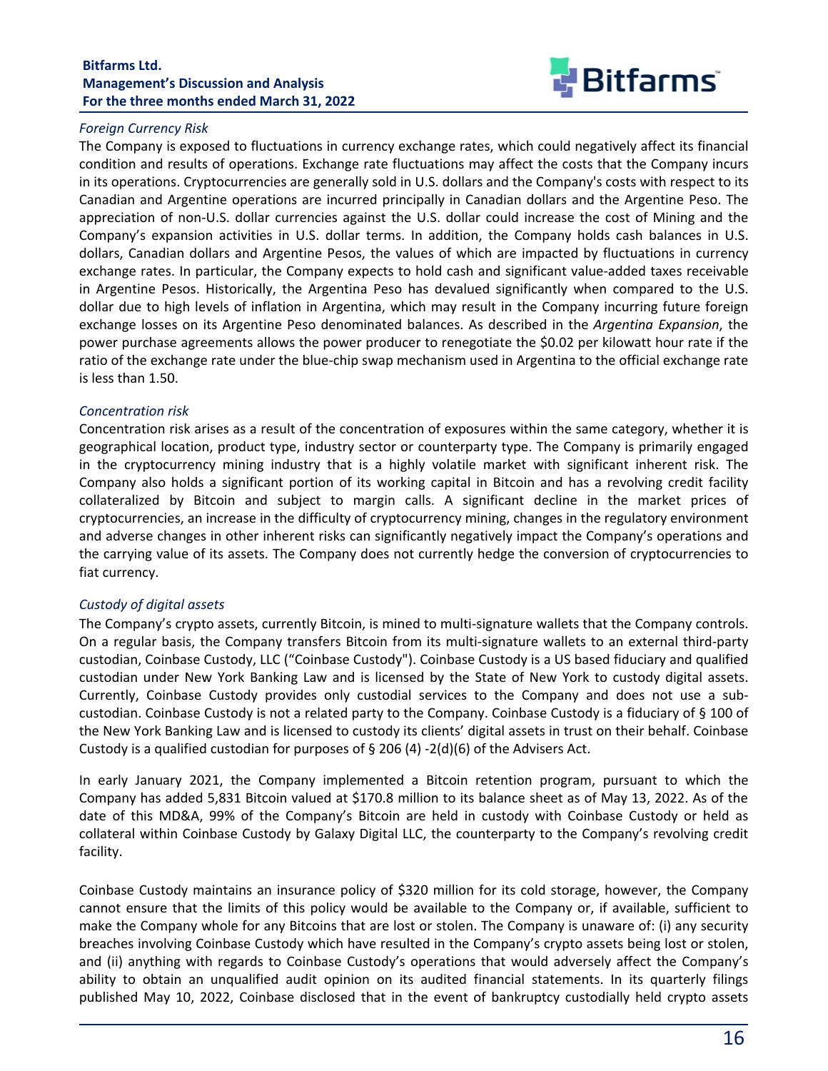*Foreign Currency Risk*

The Company is exposed to fluctuations in currency exchange rates, which could negatively affect its financial condition and results of operations. Exchange rate fluctuations may affect the costs that the Company incurs in its operations. Cryptocurrencies are generally sold in U.S. dollars and the Company's costs with respect to its Canadian and Argentine operations are incurred principally in Canadian dollars and the Argentine Peso. The appreciation of non-U.S. dollar currencies against the U.S. dollar could increase the cost of Mining and the Company's expansion activities in U.S. dollar terms. In addition, the Company holds cash balances in U.S. dollars, Canadian dollars and Argentine Pesos, the values of which are impacted by fluctuations in currency exchange rates. In particular, the Company expects to hold cash and significant value-added taxes receivable in Argentine Pesos. Historically, the Argentina Peso has devalued significantly when compared to the U.S. dollar due to high levels of inflation in Argentina, which may result in the Company incurring future foreign exchange losses on its Argentine Peso denominated balances. As described in the *Argentina Expansion*, the power purchase agreements allows the power producer to renegotiate the $0.02 per kilowatt hour rate if the ratio of the exchange rate under the blue-chip swap mechanism used in Argentina to the official exchange rate is less than 1.50.

*Concentration risk*

Concentration risk arises as a result of the concentration of exposures within the same category, whether it is geographical location, product type, industry sector or counterparty type. The Company is primarily engaged in the cryptocurrency mining industry that is a highly volatile market with significant inherent risk. The Company also holds a significant portion of its working capital in Bitcoin and has a revolving credit facility collateralized by Bitcoin and subject to margin calls. A significant decline in the market prices of cryptocurrencies, an increase in the difficulty of cryptocurrency mining, changes in the regulatory environment and adverse changes in other inherent risks can significantly negatively impact the Company's operations and the carrying value of its assets. The Company does not currently hedge the conversion of cryptocurrencies to fiat currency.

*Custody of digital assets*

The Company's crypto assets, currently Bitcoin, is mined to multi-signature wallets that the Company controls. On a regular basis, the Company transfers Bitcoin from its multi-signature wallets to an external third-party custodian, Coinbase Custody, LLC ("Coinbase Custody"). Coinbase Custody is a US based fiduciary and qualified custodian under New York Banking Law and is licensed by the State of New York to custody digital assets. Currently, Coinbase Custody provides only custodial services to the Company and does not use a sub-custodian. Coinbase Custody is not a related party to the Company. Coinbase Custody is a fiduciary of § 100 of the New York Banking Law and is licensed to custody its clients' digital assets in trust on their behalf. Coinbase Custody is a qualified custodian for purposes of § 206 (4) -2(d)(6) of the Advisers Act.

In early January 2021, the Company implemented a Bitcoin retention program, pursuant to which the Company has added 5,831 Bitcoin valued at $170.8 million to its balance sheet as of May 13, 2022. As of the date of this MD&A, 99% of the Company's Bitcoin are held in custody with Coinbase Custody or held as collateral within Coinbase Custody by Galaxy Digital LLC, the counterparty to the Company's revolving credit facility.

Coinbase Custody maintains an insurance policy of $320 million for its cold storage, however, the Company cannot ensure that the limits of this policy would be available to the Company or, if available, sufficient to make the Company whole for any Bitcoins that are lost or stolen. The Company is unaware of: (i) any security breaches involving Coinbase Custody which have resulted in the Company's crypto assets being lost or stolen, and (ii) anything with regards to Coinbase Custody's operations that would adversely affect the Company's ability to obtain an unqualified audit opinion on its audited financial statements. In its quarterly filings published May 10, 2022, Coinbase disclosed that in the event of bankruptcy custodially held crypto assets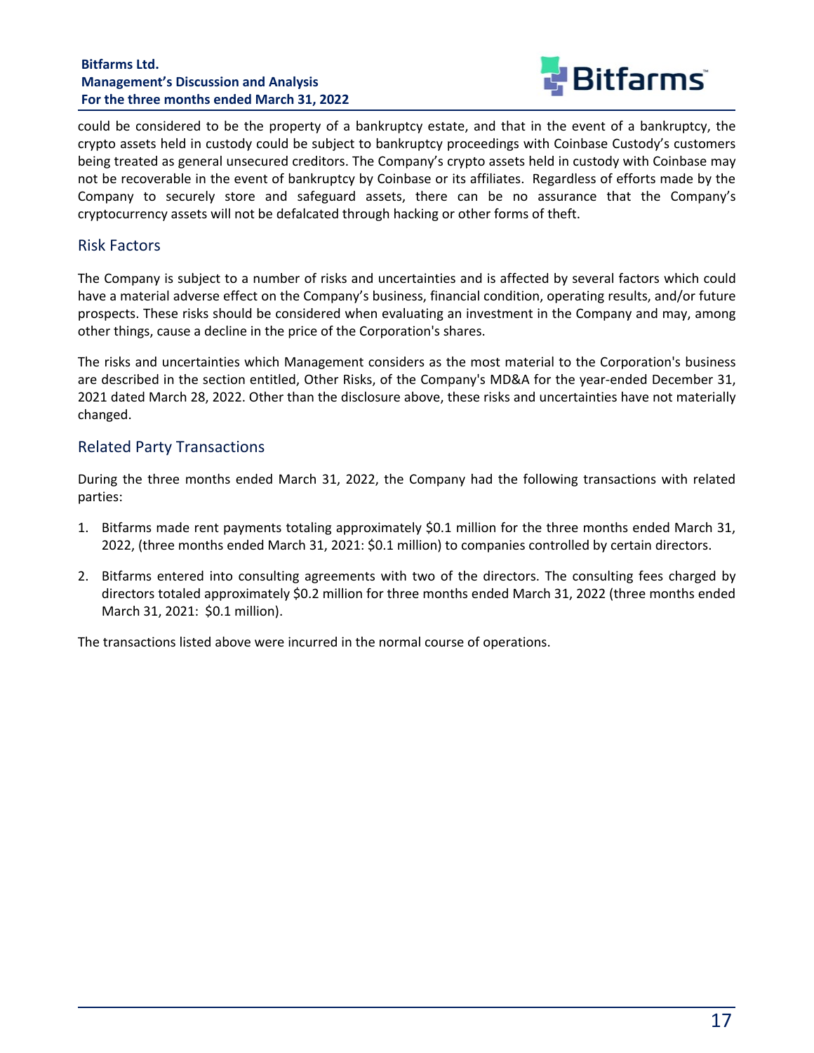could be considered to be the property of a bankruptcy estate, and that in the event of a bankruptcy, the crypto assets held in custody could be subject to bankruptcy proceedings with Coinbase Custody's customers being treated as general unsecured creditors. The Company's crypto assets held in custody with Coinbase may not be recoverable in the event of bankruptcy by Coinbase or its affiliates. Regardless of efforts made by the Company to securely store and safeguard assets, there can be no assurance that the Company's cryptocurrency assets will not be defalcated through hacking or other forms of theft.

## Risk Factors

The Company is subject to a number of risks and uncertainties and is affected by several factors which could have a material adverse effect on the Company's business, financial condition, operating results, and/or future prospects. These risks should be considered when evaluating an investment in the Company and may, among other things, cause a decline in the price of the Corporation's shares.

The risks and uncertainties which Management considers as the most material to the Corporation's business are described in the section entitled, Other Risks, of the Company's MD&A for the year-ended December 31, 2021 dated March 28, 2022. Other than the disclosure above, these risks and uncertainties have not materially changed.

## Related Party Transactions

During the three months ended March 31, 2022, the Company had the following transactions with related parties:

1. Bitfarms made rent payments totaling approximately $0.1 million for the three months ended March 31, 2022, (three months ended March 31, 2021: $0.1 million) to companies controlled by certain directors.
2. Bitfarms entered into consulting agreements with two of the directors. The consulting fees charged by directors totaled approximately $0.2 million for three months ended March 31, 2022 (three months ended March 31, 2021: $0.1 million).

The transactions listed above were incurred in the normal course of operations.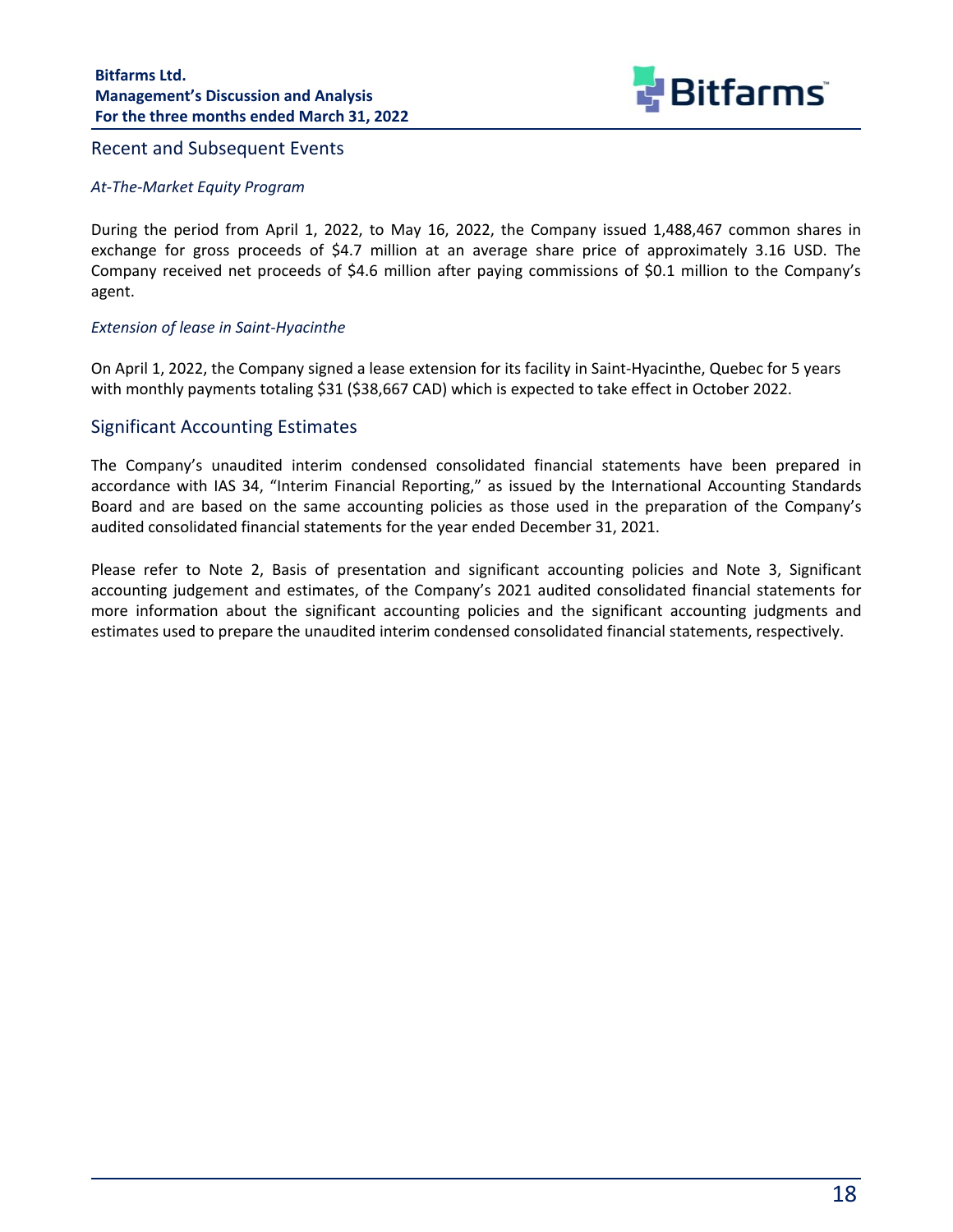## Recent and Subsequent Events

*At-The-Market Equity Program*

During the period from April 1, 2022, to May 16, 2022, the Company issued 1,488,467 common shares in exchange for gross proceeds of $4.7 million at an average share price of approximately 3.16 USD. The Company received net proceeds of $4.6 million after paying commissions of $0.1 million to the Company's agent.

*Extension of lease in Saint-Hyacinthe*

On April 1, 2022, the Company signed a lease extension for its facility in Saint-Hyacinthe, Quebec for 5 years with monthly payments totaling $31 ($38,667 CAD) which is expected to take effect in October 2022.

## Significant Accounting Estimates

The Company's unaudited interim condensed consolidated financial statements have been prepared in accordance with IAS 34, "Interim Financial Reporting," as issued by the International Accounting Standards Board and are based on the same accounting policies as those used in the preparation of the Company's audited consolidated financial statements for the year ended December 31, 2021.

Please refer to Note 2, Basis of presentation and significant accounting policies and Note 3, Significant accounting judgement and estimates, of the Company's 2021 audited consolidated financial statements for more information about the significant accounting policies and the significant accounting judgments and estimates used to prepare the unaudited interim condensed consolidated financial statements, respectively.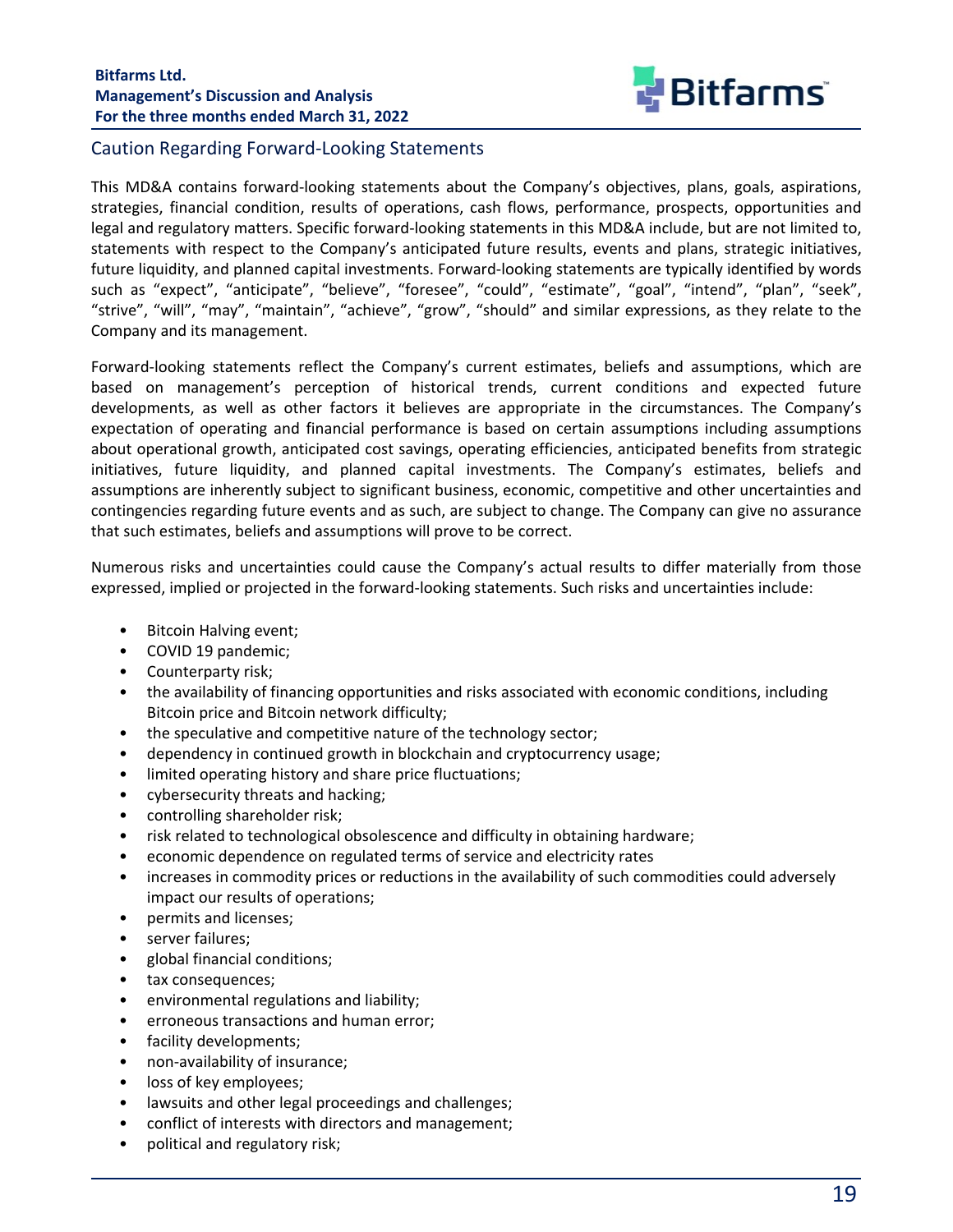## Caution Regarding Forward-Looking Statements

This MD&A contains forward-looking statements about the Company's objectives, plans, goals, aspirations, strategies, financial condition, results of operations, cash flows, performance, prospects, opportunities and legal and regulatory matters. Specific forward-looking statements in this MD&A include, but are not limited to, statements with respect to the Company's anticipated future results, events and plans, strategic initiatives, future liquidity, and planned capital investments. Forward-looking statements are typically identified by words such as "expect", "anticipate", "believe", "foresee", "could", "estimate", "goal", "intend", "plan", "seek", "strive", "will", "may", "maintain", "achieve", "grow", "should" and similar expressions, as they relate to the Company and its management.

Forward-looking statements reflect the Company's current estimates, beliefs and assumptions, which are based on management's perception of historical trends, current conditions and expected future developments, as well as other factors it believes are appropriate in the circumstances. The Company's expectation of operating and financial performance is based on certain assumptions including assumptions about operational growth, anticipated cost savings, operating efficiencies, anticipated benefits from strategic initiatives, future liquidity, and planned capital investments. The Company's estimates, beliefs and assumptions are inherently subject to significant business, economic, competitive and other uncertainties and contingencies regarding future events and as such, are subject to change. The Company can give no assurance that such estimates, beliefs and assumptions will prove to be correct.

Numerous risks and uncertainties could cause the Company's actual results to differ materially from those expressed, implied or projected in the forward-looking statements. Such risks and uncertainties include:

- Bitcoin Halving event;
- COVID 19 pandemic;
- Counterparty risk;
- the availability of financing opportunities and risks associated with economic conditions, including Bitcoin price and Bitcoin network difficulty;
- the speculative and competitive nature of the technology sector;
- dependency in continued growth in blockchain and cryptocurrency usage;
- limited operating history and share price fluctuations;
- cybersecurity threats and hacking;
- controlling shareholder risk;
- risk related to technological obsolescence and difficulty in obtaining hardware;
- economic dependence on regulated terms of service and electricity rates
- increases in commodity prices or reductions in the availability of such commodities could adversely impact our results of operations;
- permits and licenses;
- server failures;
- global financial conditions;
- tax consequences;
- environmental regulations and liability;
- erroneous transactions and human error;
- facility developments;
- non-availability of insurance;
- loss of key employees;
- lawsuits and other legal proceedings and challenges;
- conflict of interests with directors and management;
- political and regulatory risk;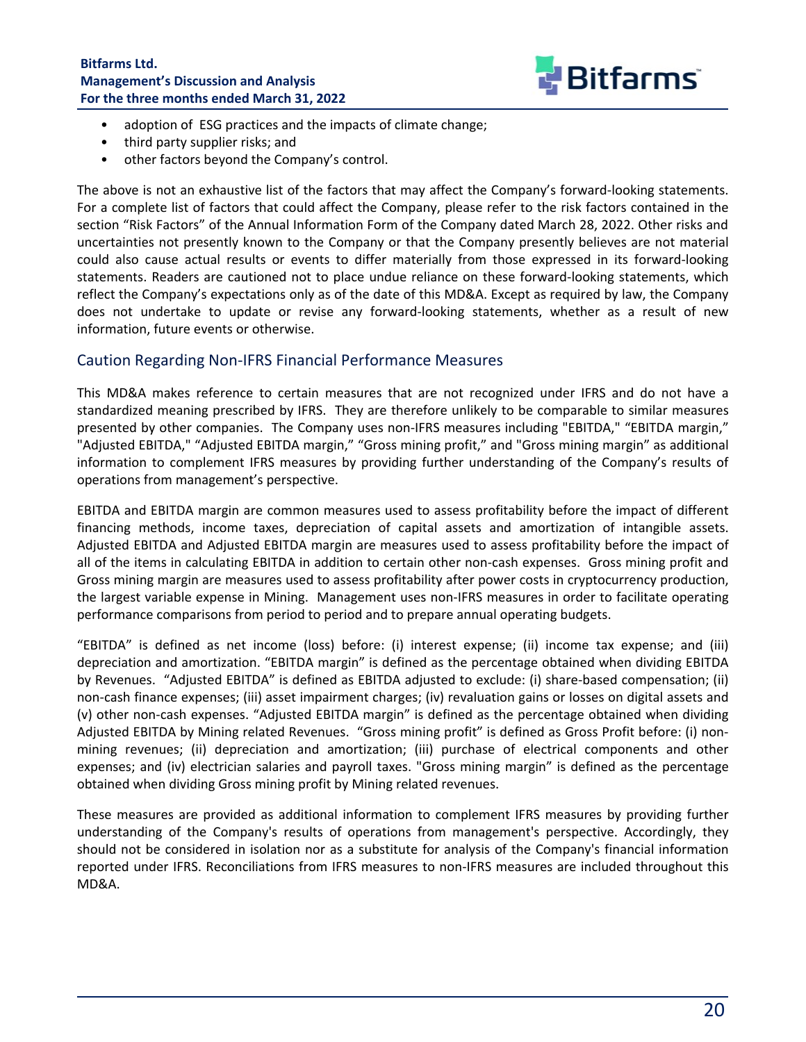- adoption of ESG practices and the impacts of climate change;
- third party supplier risks; and
- other factors beyond the Company's control.

The above is not an exhaustive list of the factors that may affect the Company's forward-looking statements. For a complete list of factors that could affect the Company, please refer to the risk factors contained in the section "Risk Factors" of the Annual Information Form of the Company dated March 28, 2022. Other risks and uncertainties not presently known to the Company or that the Company presently believes are not material could also cause actual results or events to differ materially from those expressed in its forward-looking statements. Readers are cautioned not to place undue reliance on these forward-looking statements, which reflect the Company's expectations only as of the date of this MD&A. Except as required by law, the Company does not undertake to update or revise any forward-looking statements, whether as a result of new information, future events or otherwise.

## Caution Regarding Non-IFRS Financial Performance Measures

This MD&A makes reference to certain measures that are not recognized under IFRS and do not have a standardized meaning prescribed by IFRS. They are therefore unlikely to be comparable to similar measures presented by other companies. The Company uses non-IFRS measures including "EBITDA," "EBITDA margin," "Adjusted EBITDA," "Adjusted EBITDA margin," "Gross mining profit," and "Gross mining margin" as additional information to complement IFRS measures by providing further understanding of the Company's results of operations from management's perspective.

EBITDA and EBITDA margin are common measures used to assess profitability before the impact of different financing methods, income taxes, depreciation of capital assets and amortization of intangible assets. Adjusted EBITDA and Adjusted EBITDA margin are measures used to assess profitability before the impact of all of the items in calculating EBITDA in addition to certain other non-cash expenses. Gross mining profit and Gross mining margin are measures used to assess profitability after power costs in cryptocurrency production, the largest variable expense in Mining. Management uses non-IFRS measures in order to facilitate operating performance comparisons from period to period and to prepare annual operating budgets.

"EBITDA" is defined as net income (loss) before: (i) interest expense; (ii) income tax expense; and (iii) depreciation and amortization. "EBITDA margin" is defined as the percentage obtained when dividing EBITDA by Revenues. "Adjusted EBITDA" is defined as EBITDA adjusted to exclude: (i) share-based compensation; (ii) non-cash finance expenses; (iii) asset impairment charges; (iv) revaluation gains or losses on digital assets and (v) other non-cash expenses. "Adjusted EBITDA margin" is defined as the percentage obtained when dividing Adjusted EBITDA by Mining related Revenues. "Gross mining profit" is defined as Gross Profit before: (i) non-mining revenues; (ii) depreciation and amortization; (iii) purchase of electrical components and other expenses; and (iv) electrician salaries and payroll taxes. "Gross mining margin" is defined as the percentage obtained when dividing Gross mining profit by Mining related revenues.

These measures are provided as additional information to complement IFRS measures by providing further understanding of the Company's results of operations from management's perspective. Accordingly, they should not be considered in isolation nor as a substitute for analysis of the Company's financial information reported under IFRS. Reconciliations from IFRS measures to non-IFRS measures are included throughout this MD&A.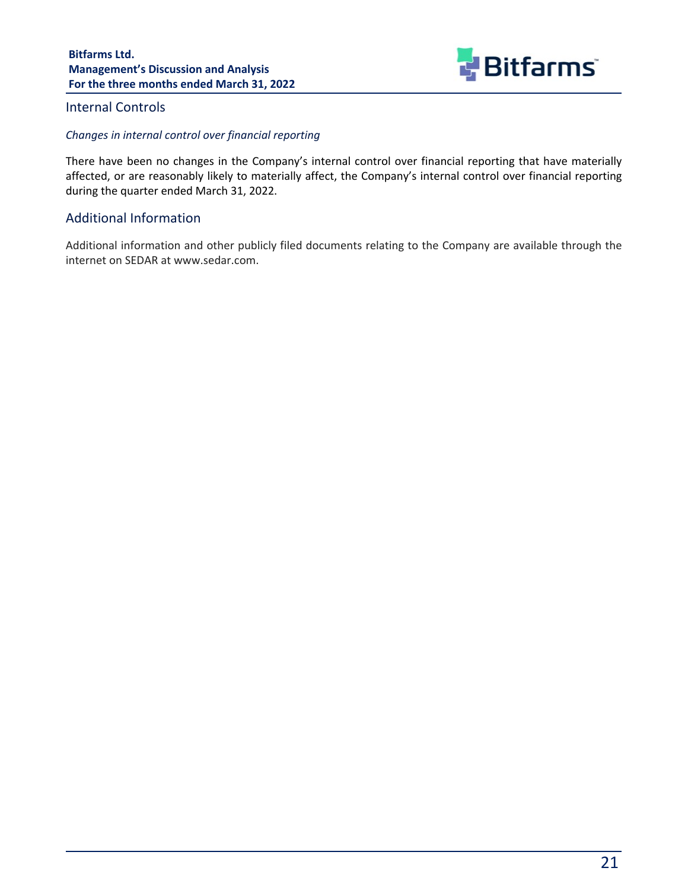## Internal Controls

*Changes in internal control over financial reporting*

There have been no changes in the Company's internal control over financial reporting that have materially affected, or are reasonably likely to materially affect, the Company's internal control over financial reporting during the quarter ended March 31, 2022.

## Additional Information

Additional information and other publicly filed documents relating to the Company are available through the internet on SEDAR at www.sedar.com.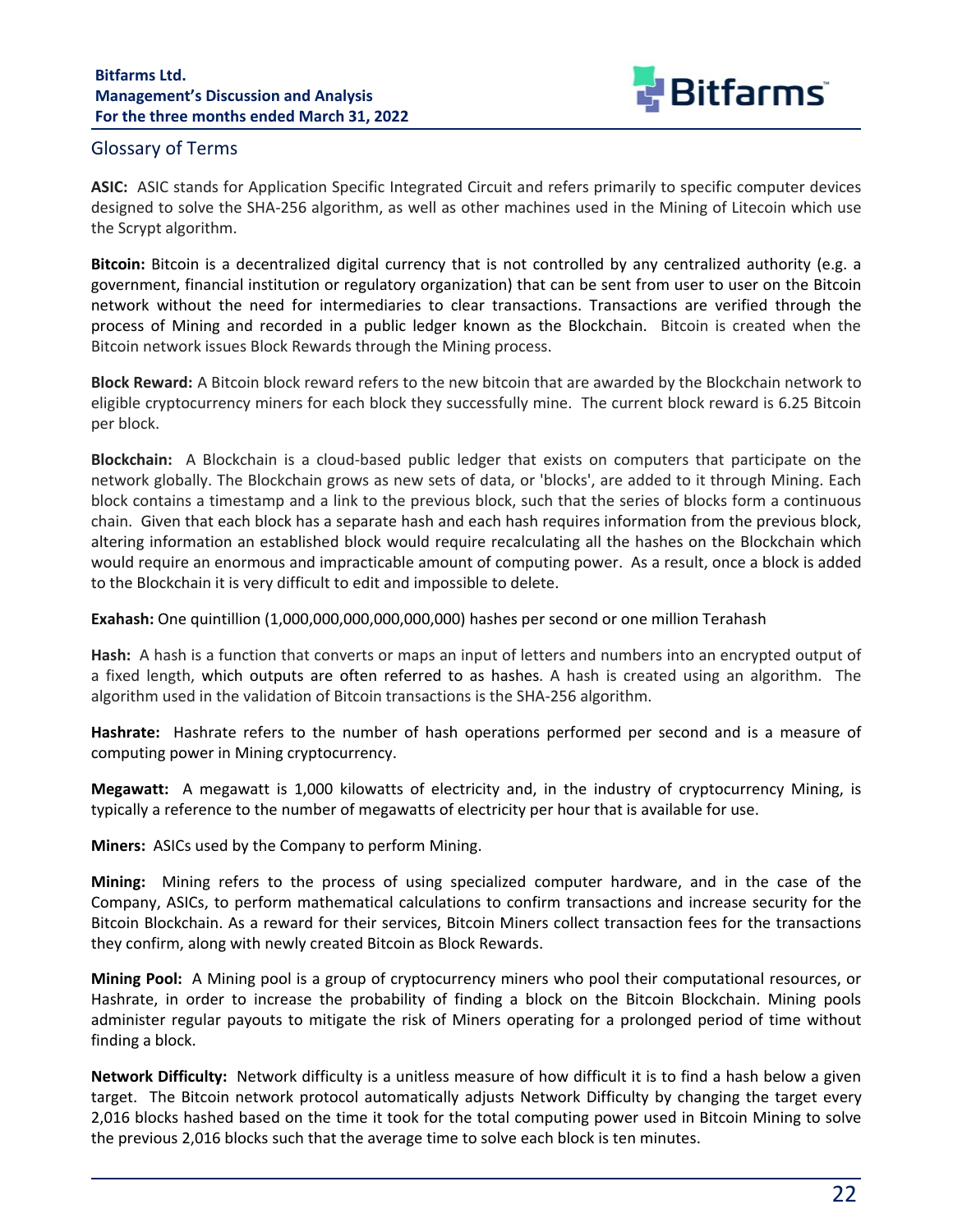## Glossary of Terms

**ASIC:** ASIC stands for Application Specific Integrated Circuit and refers primarily to specific computer devices designed to solve the SHA-256 algorithm, as well as other machines used in the Mining of Litecoin which use the Scrypt algorithm.

**Bitcoin:** Bitcoin is a decentralized digital currency that is not controlled by any centralized authority (e.g. a government, financial institution or regulatory organization) that can be sent from user to user on the Bitcoin network without the need for intermediaries to clear transactions. Transactions are verified through the process of Mining and recorded in a public ledger known as the Blockchain. Bitcoin is created when the Bitcoin network issues Block Rewards through the Mining process.

**Block Reward:** A Bitcoin block reward refers to the new bitcoin that are awarded by the Blockchain network to eligible cryptocurrency miners for each block they successfully mine. The current block reward is 6.25 Bitcoin per block.

**Blockchain:** A Blockchain is a cloud-based public ledger that exists on computers that participate on the network globally. The Blockchain grows as new sets of data, or 'blocks', are added to it through Mining. Each block contains a timestamp and a link to the previous block, such that the series of blocks form a continuous chain. Given that each block has a separate hash and each hash requires information from the previous block, altering information an established block would require recalculating all the hashes on the Blockchain which would require an enormous and impracticable amount of computing power. As a result, once a block is added to the Blockchain it is very difficult to edit and impossible to delete.

**Exahash:** One quintillion (1,000,000,000,000,000,000) hashes per second or one million Terahash

**Hash:** A hash is a function that converts or maps an input of letters and numbers into an encrypted output of a fixed length, which outputs are often referred to as hashes. A hash is created using an algorithm. The algorithm used in the validation of Bitcoin transactions is the SHA-256 algorithm.

**Hashrate:** Hashrate refers to the number of hash operations performed per second and is a measure of computing power in Mining cryptocurrency.

**Megawatt:** A megawatt is 1,000 kilowatts of electricity and, in the industry of cryptocurrency Mining, is typically a reference to the number of megawatts of electricity per hour that is available for use.

**Miners:** ASICs used by the Company to perform Mining.

**Mining:** Mining refers to the process of using specialized computer hardware, and in the case of the Company, ASICs, to perform mathematical calculations to confirm transactions and increase security for the Bitcoin Blockchain. As a reward for their services, Bitcoin Miners collect transaction fees for the transactions they confirm, along with newly created Bitcoin as Block Rewards.

**Mining Pool:** A Mining pool is a group of cryptocurrency miners who pool their computational resources, or Hashrate, in order to increase the probability of finding a block on the Bitcoin Blockchain. Mining pools administer regular payouts to mitigate the risk of Miners operating for a prolonged period of time without finding a block.

**Network Difficulty:** Network difficulty is a unitless measure of how difficult it is to find a hash below a given target. The Bitcoin network protocol automatically adjusts Network Difficulty by changing the target every 2,016 blocks hashed based on the time it took for the total computing power used in Bitcoin Mining to solve the previous 2,016 blocks such that the average time to solve each block is ten minutes.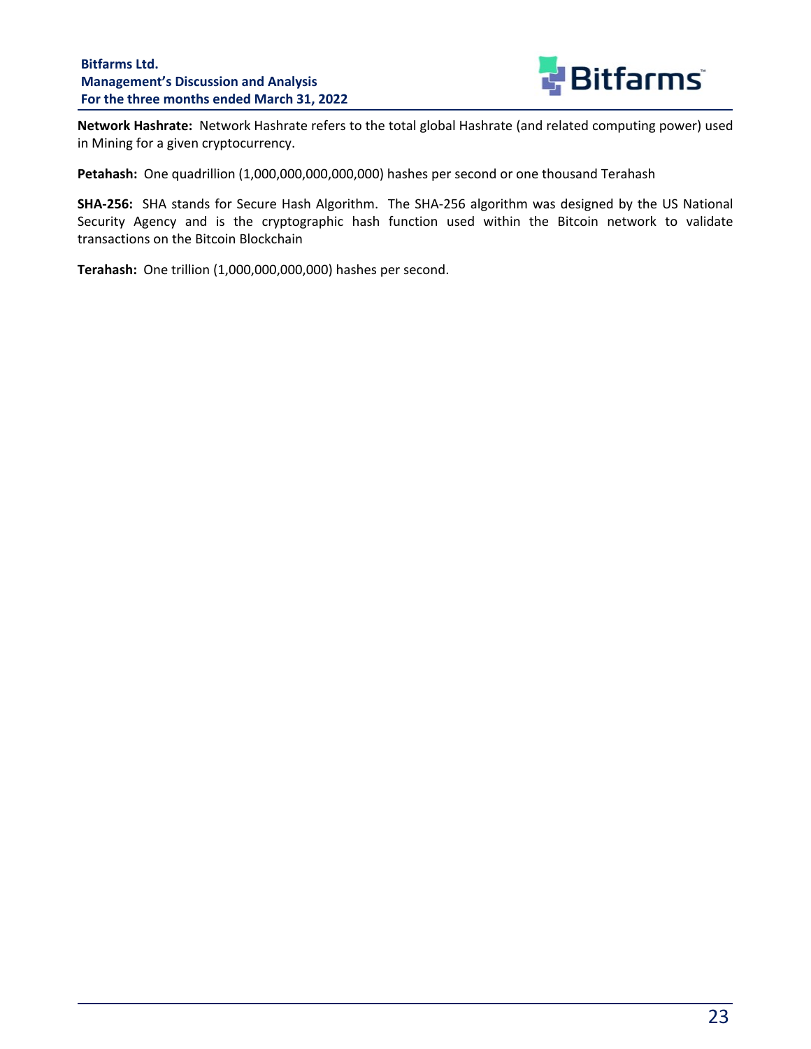**Network Hashrate:** Network Hashrate refers to the total global Hashrate (and related computing power) used in Mining for a given cryptocurrency.

**Petahash:** One quadrillion (1,000,000,000,000,000) hashes per second or one thousand Terahash

**SHA-256:** SHA stands for Secure Hash Algorithm. The SHA-256 algorithm was designed by the US National Security Agency and is the cryptographic hash function used within the Bitcoin network to validate transactions on the Bitcoin Blockchain

**Terahash:** One trillion (1,000,000,000,000) hashes per second.